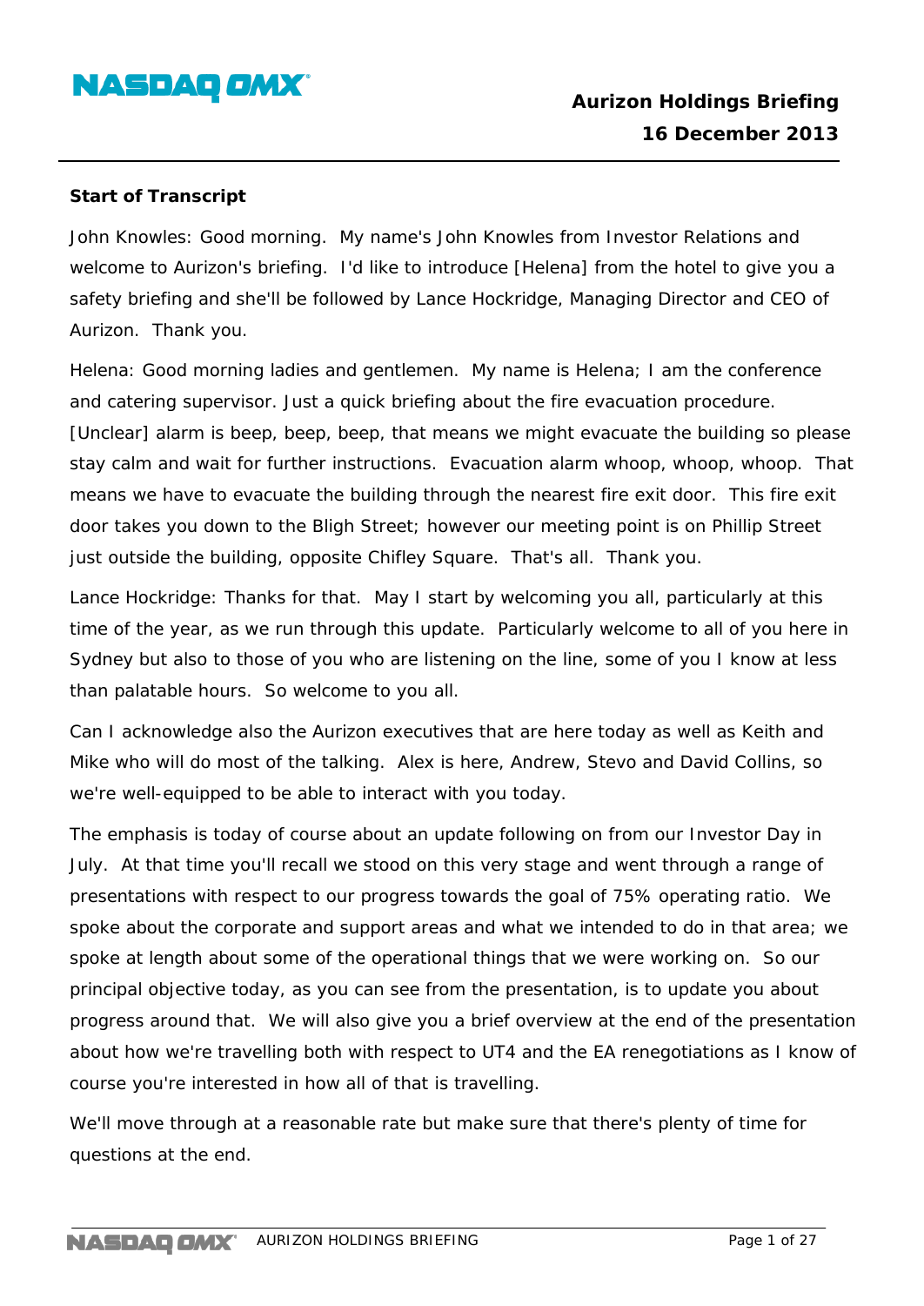# Aurizon Holdings Briefing

## 16 December 2013

**Start of Transcript**

John Knowles: Good morning. My name's John Knowles from Investor Relations and welcome to Aurizon's briefing. I'd like to introduce [Helena] from the hotel to give you a safety briefing and she'll be followed by Lance Hockridge, Managing Director and CEO of Aurizon. Thank you.

Helena: Good morning ladies and gentlemen. My name is Helena; I am the conference and catering supervisor. Just a quick briefing about the fire evacuation procedure. [Unclear] alarm is beep, beep, beep, that means we might evacuate the building so please stay calm and wait for further instructions. Evacuation alarm whoop, whoop, whoop. That means we have to evacuate the building through the nearest fire exit door. This fire exit door takes you down to the Bligh Street; however our meeting point is on Phillip Street just outside the building, opposite Chifley Square. That's all. Thank you.

Lance Hockridge: Thanks for that. May I start by welcoming you all, particularly at this time of the year, as we run through this update. Particularly welcome to all of you here in Sydney but also to those of you who are listening on the line, some of you I know at less than palatable hours. So welcome to you all.

Can I acknowledge also the Aurizon executives that are here today as well as Keith and Mike who will do most of the talking. Alex is here, Andrew, Stevo and David Collins, so we're well-equipped to be able to interact with you today.

The emphasis is today of course about an update following on from our Investor Day in July. At that time you'll recall we stood on this very stage and went through a range of presentations with respect to our progress towards the goal of 75% operating ratio. We spoke about the corporate and support areas and what we intended to do in that area; we spoke at length about some of the operational things that we were working on. So our principal objective today, as you can see from the presentation, is to update you about progress around that. We will also give you a brief overview at the end of the presentation about how we're travelling both with respect to UT4 and the EA renegotiations as I know of course you're interested in how all of that is travelling.

We'll move through at a reasonable rate but make sure that there's plenty of time for questions at the end.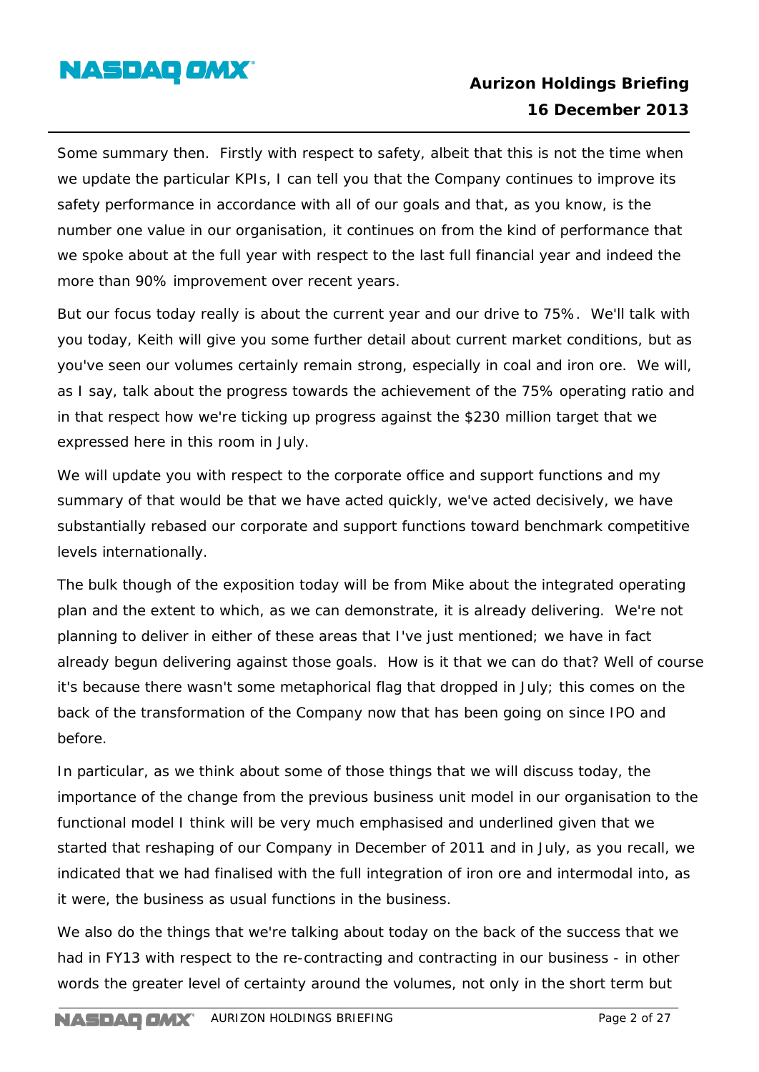Some summary then. Firstly with respect to safety, albeit that this is not the time when we update the particular KPIs, I can tell you that the Company continues to improve its safety performance in accordance with all of our goals and that, as you know, is the number one value in our organisation, it continues on from the kind of performance that we spoke about at the full year with respect to the last full financial year and indeed the more than 90% improvement over recent years.

But our focus today really is about the current year and our drive to 75%. We'll talk with you today, Keith will give you some further detail about current market conditions, but as you've seen our volumes certainly remain strong, especially in coal and iron ore. We will, as I say, talk about the progress towards the achievement of the 75% operating ratio and in that respect how we're ticking up progress against the $230 million target that we expressed here in this room in July.

We will update you with respect to the corporate office and support functions and my summary of that would be that we have acted quickly, we've acted decisively, we have substantially rebased our corporate and support functions toward benchmark competitive levels internationally.

The bulk though of the exposition today will be from Mike about the integrated operating plan and the extent to which, as we can demonstrate, it is already delivering. We're not planning to deliver in either of these areas that I've just mentioned; we have in fact already begun delivering against those goals. How is it that we can do that? Well of course it's because there wasn't some metaphorical flag that dropped in July; this comes on the back of the transformation of the Company now that has been going on since IPO and before.

In particular, as we think about some of those things that we will discuss today, the importance of the change from the previous business unit model in our organisation to the functional model I think will be very much emphasised and underlined given that we started that reshaping of our Company in December of 2011 and in July, as you recall, we indicated that we had finalised with the full integration of iron ore and intermodal into, as it were, the business as usual functions in the business.

We also do the things that we're talking about today on the back of the success that we had in FY13 with respect to the re-contracting and contracting in our business - in other words the greater level of certainty around the volumes, not only in the short term but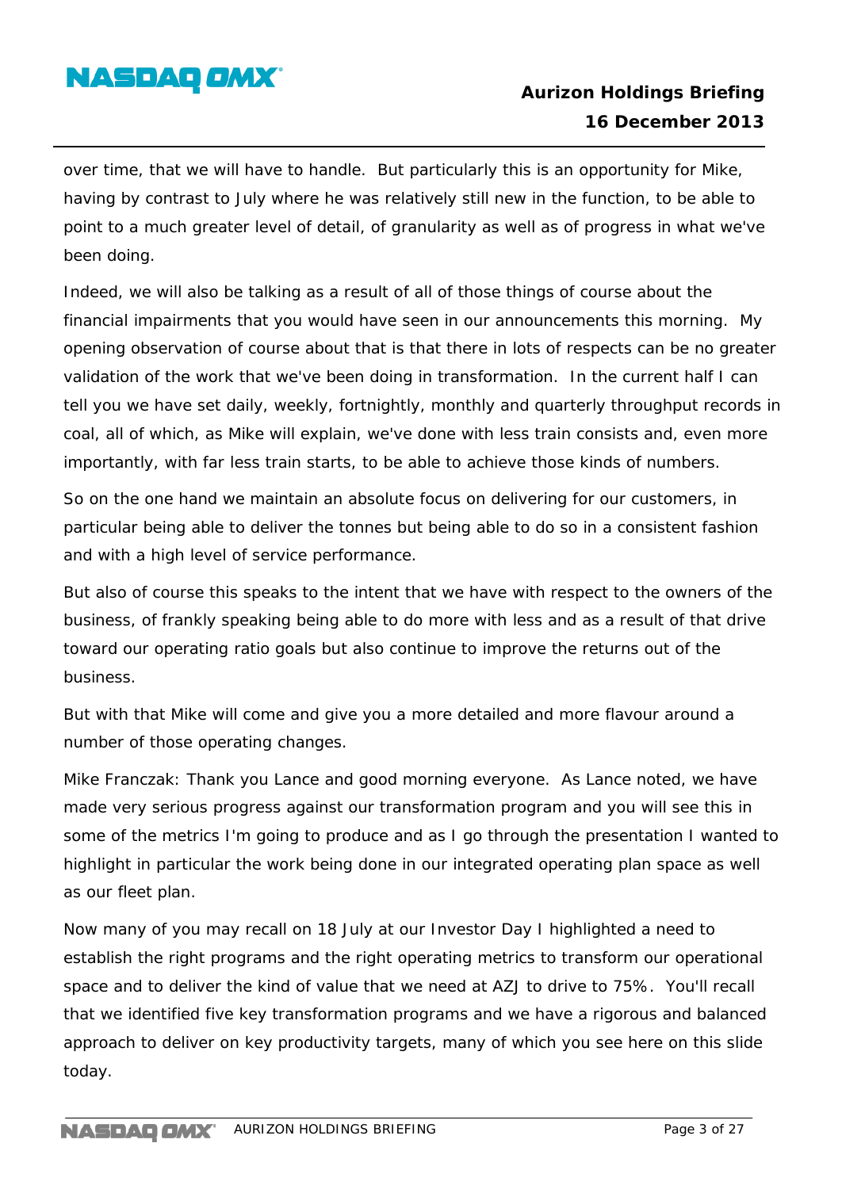over time, that we will have to handle. But particularly this is an opportunity for Mike, having by contrast to July where he was relatively still new in the function, to be able to point to a much greater level of detail, of granularity as well as of progress in what we've been doing.

Indeed, we will also be talking as a result of all of those things of course about the financial impairments that you would have seen in our announcements this morning. My opening observation of course about that is that there in lots of respects can be no greater validation of the work that we've been doing in transformation. In the current half I can tell you we have set daily, weekly, fortnightly, monthly and quarterly throughput records in coal, all of which, as Mike will explain, we've done with less train consists and, even more importantly, with far less train starts, to be able to achieve those kinds of numbers.

So on the one hand we maintain an absolute focus on delivering for our customers, in particular being able to deliver the tonnes but being able to do so in a consistent fashion and with a high level of service performance.

But also of course this speaks to the intent that we have with respect to the owners of the business, of frankly speaking being able to do more with less and as a result of that drive toward our operating ratio goals but also continue to improve the returns out of the business.

But with that Mike will come and give you a more detailed and more flavour around a number of those operating changes.

Mike Franczak: Thank you Lance and good morning everyone. As Lance noted, we have made very serious progress against our transformation program and you will see this in some of the metrics I'm going to produce and as I go through the presentation I wanted to highlight in particular the work being done in our integrated operating plan space as well as our fleet plan.

Now many of you may recall on 18 July at our Investor Day I highlighted a need to establish the right programs and the right operating metrics to transform our operational space and to deliver the kind of value that we need at AZJ to drive to 75%. You'll recall that we identified five key transformation programs and we have a rigorous and balanced approach to deliver on key productivity targets, many of which you see here on this slide today.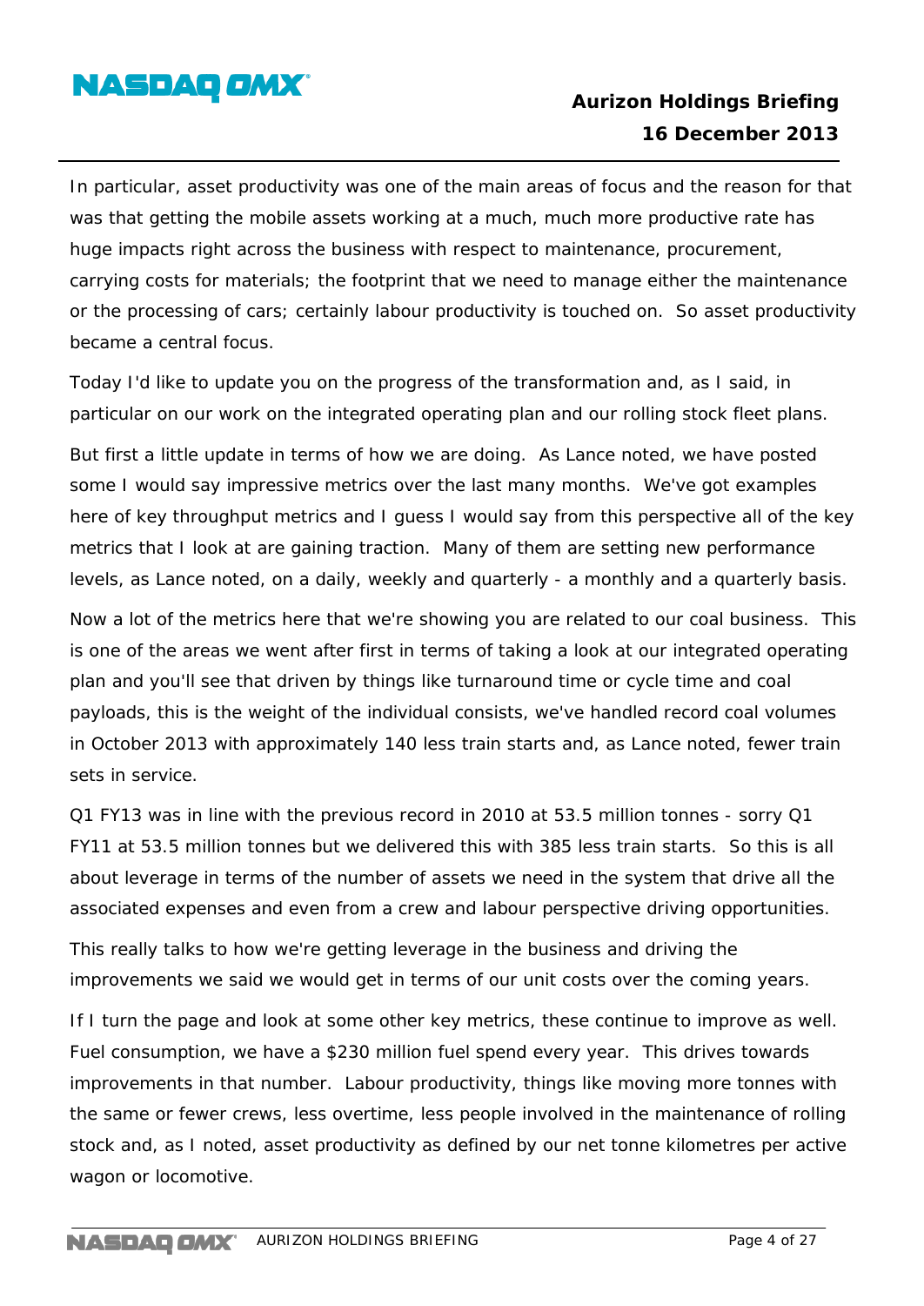In particular, asset productivity was one of the main areas of focus and the reason for that was that getting the mobile assets working at a much, much more productive rate has huge impacts right across the business with respect to maintenance, procurement, carrying costs for materials; the footprint that we need to manage either the maintenance or the processing of cars; certainly labour productivity is touched on. So asset productivity became a central focus.

Today I'd like to update you on the progress of the transformation and, as I said, in particular on our work on the integrated operating plan and our rolling stock fleet plans.

But first a little update in terms of how we are doing. As Lance noted, we have posted some I would say impressive metrics over the last many months. We've got examples here of key throughput metrics and I guess I would say from this perspective all of the key metrics that I look at are gaining traction. Many of them are setting new performance levels, as Lance noted, on a daily, weekly and quarterly - a monthly and a quarterly basis.

Now a lot of the metrics here that we're showing you are related to our coal business. This is one of the areas we went after first in terms of taking a look at our integrated operating plan and you'll see that driven by things like turnaround time or cycle time and coal payloads, this is the weight of the individual consists, we've handled record coal volumes in October 2013 with approximately 140 less train starts and, as Lance noted, fewer train sets in service.

Q1 FY13 was in line with the previous record in 2010 at 53.5 million tonnes - sorry Q1 FY11 at 53.5 million tonnes but we delivered this with 385 less train starts. So this is all about leverage in terms of the number of assets we need in the system that drive all the associated expenses and even from a crew and labour perspective driving opportunities.

This really talks to how we're getting leverage in the business and driving the improvements we said we would get in terms of our unit costs over the coming years.

If I turn the page and look at some other key metrics, these continue to improve as well. Fuel consumption, we have a $230 million fuel spend every year. This drives towards improvements in that number. Labour productivity, things like moving more tonnes with the same or fewer crews, less overtime, less people involved in the maintenance of rolling stock and, as I noted, asset productivity as defined by our net tonne kilometres per active wagon or locomotive.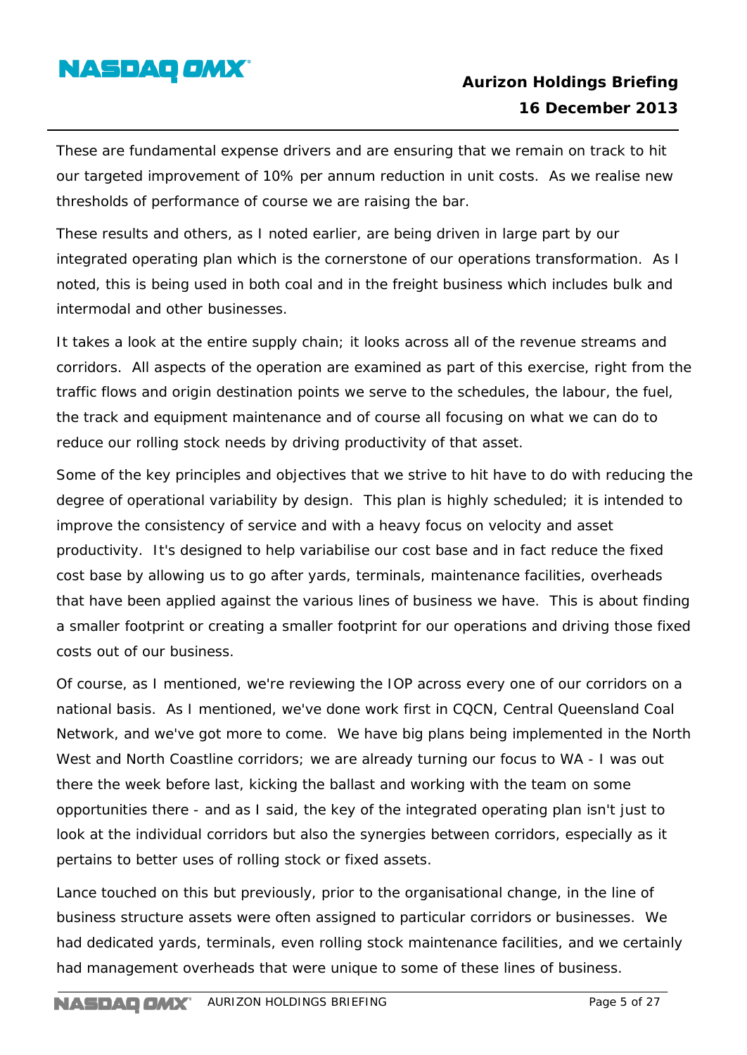These are fundamental expense drivers and are ensuring that we remain on track to hit our targeted improvement of 10% per annum reduction in unit costs. As we realise new thresholds of performance of course we are raising the bar.

These results and others, as I noted earlier, are being driven in large part by our integrated operating plan which is the cornerstone of our operations transformation. As I noted, this is being used in both coal and in the freight business which includes bulk and intermodal and other businesses.

It takes a look at the entire supply chain; it looks across all of the revenue streams and corridors. All aspects of the operation are examined as part of this exercise, right from the traffic flows and origin destination points we serve to the schedules, the labour, the fuel, the track and equipment maintenance and of course all focusing on what we can do to reduce our rolling stock needs by driving productivity of that asset.

Some of the key principles and objectives that we strive to hit have to do with reducing the degree of operational variability by design. This plan is highly scheduled; it is intended to improve the consistency of service and with a heavy focus on velocity and asset productivity. It's designed to help variabilise our cost base and in fact reduce the fixed cost base by allowing us to go after yards, terminals, maintenance facilities, overheads that have been applied against the various lines of business we have. This is about finding a smaller footprint or creating a smaller footprint for our operations and driving those fixed costs out of our business.

Of course, as I mentioned, we're reviewing the IOP across every one of our corridors on a national basis. As I mentioned, we've done work first in CQCN, Central Queensland Coal Network, and we've got more to come. We have big plans being implemented in the North West and North Coastline corridors; we are already turning our focus to WA - I was out there the week before last, kicking the ballast and working with the team on some opportunities there - and as I said, the key of the integrated operating plan isn't just to look at the individual corridors but also the synergies between corridors, especially as it pertains to better uses of rolling stock or fixed assets.

Lance touched on this but previously, prior to the organisational change, in the line of business structure assets were often assigned to particular corridors or businesses. We had dedicated yards, terminals, even rolling stock maintenance facilities, and we certainly had management overheads that were unique to some of these lines of business.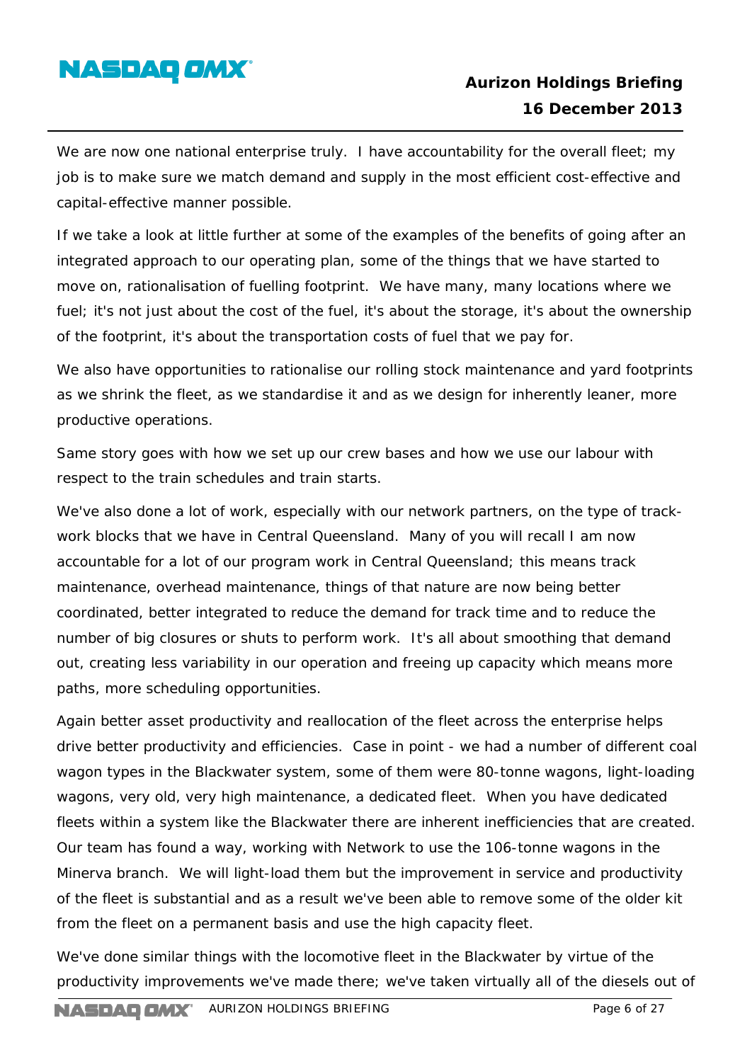We are now one national enterprise truly. I have accountability for the overall fleet; my job is to make sure we match demand and supply in the most efficient cost-effective and capital-effective manner possible.

If we take a look at little further at some of the examples of the benefits of going after an integrated approach to our operating plan, some of the things that we have started to move on, rationalisation of fuelling footprint. We have many, many locations where we fuel; it's not just about the cost of the fuel, it's about the storage, it's about the ownership of the footprint, it's about the transportation costs of fuel that we pay for.

We also have opportunities to rationalise our rolling stock maintenance and yard footprints as we shrink the fleet, as we standardise it and as we design for inherently leaner, more productive operations.

Same story goes with how we set up our crew bases and how we use our labour with respect to the train schedules and train starts.

We've also done a lot of work, especially with our network partners, on the type of track-work blocks that we have in Central Queensland. Many of you will recall I am now accountable for a lot of our program work in Central Queensland; this means track maintenance, overhead maintenance, things of that nature are now being better coordinated, better integrated to reduce the demand for track time and to reduce the number of big closures or shuts to perform work. It's all about smoothing that demand out, creating less variability in our operation and freeing up capacity which means more paths, more scheduling opportunities.

Again better asset productivity and reallocation of the fleet across the enterprise helps drive better productivity and efficiencies. Case in point - we had a number of different coal wagon types in the Blackwater system, some of them were 80-tonne wagons, light-loading wagons, very old, very high maintenance, a dedicated fleet. When you have dedicated fleets within a system like the Blackwater there are inherent inefficiencies that are created. Our team has found a way, working with Network to use the 106-tonne wagons in the Minerva branch. We will light-load them but the improvement in service and productivity of the fleet is substantial and as a result we've been able to remove some of the older kit from the fleet on a permanent basis and use the high capacity fleet.

We've done similar things with the locomotive fleet in the Blackwater by virtue of the productivity improvements we've made there; we've taken virtually all of the diesels out of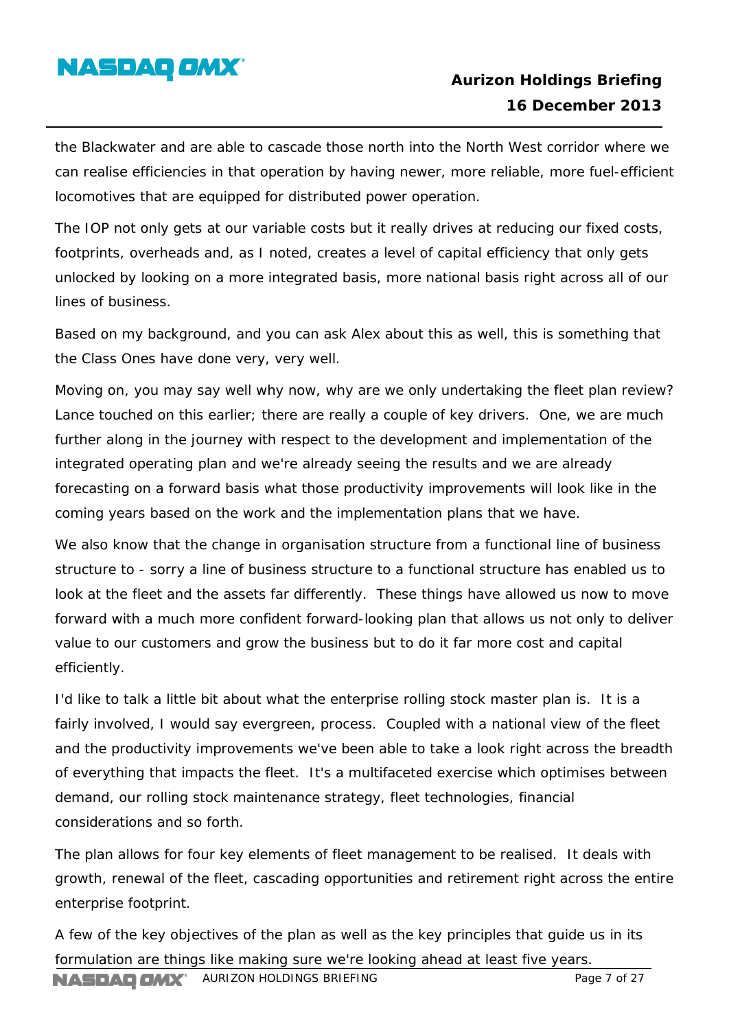the Blackwater and are able to cascade those north into the North West corridor where we can realise efficiencies in that operation by having newer, more reliable, more fuel-efficient locomotives that are equipped for distributed power operation.

The IOP not only gets at our variable costs but it really drives at reducing our fixed costs, footprints, overheads and, as I noted, creates a level of capital efficiency that only gets unlocked by looking on a more integrated basis, more national basis right across all of our lines of business.

Based on my background, and you can ask Alex about this as well, this is something that the Class Ones have done very, very well.

Moving on, you may say well why now, why are we only undertaking the fleet plan review? Lance touched on this earlier; there are really a couple of key drivers. One, we are much further along in the journey with respect to the development and implementation of the integrated operating plan and we're already seeing the results and we are already forecasting on a forward basis what those productivity improvements will look like in the coming years based on the work and the implementation plans that we have.

We also know that the change in organisation structure from a functional line of business structure to - sorry a line of business structure to a functional structure has enabled us to look at the fleet and the assets far differently. These things have allowed us now to move forward with a much more confident forward-looking plan that allows us not only to deliver value to our customers and grow the business but to do it far more cost and capital efficiently.

I'd like to talk a little bit about what the enterprise rolling stock master plan is. It is a fairly involved, I would say evergreen, process. Coupled with a national view of the fleet and the productivity improvements we've been able to take a look right across the breadth of everything that impacts the fleet. It's a multifaceted exercise which optimises between demand, our rolling stock maintenance strategy, fleet technologies, financial considerations and so forth.

The plan allows for four key elements of fleet management to be realised. It deals with growth, renewal of the fleet, cascading opportunities and retirement right across the entire enterprise footprint.

A few of the key objectives of the plan as well as the key principles that guide us in its formulation are things like making sure we're looking ahead at least five years.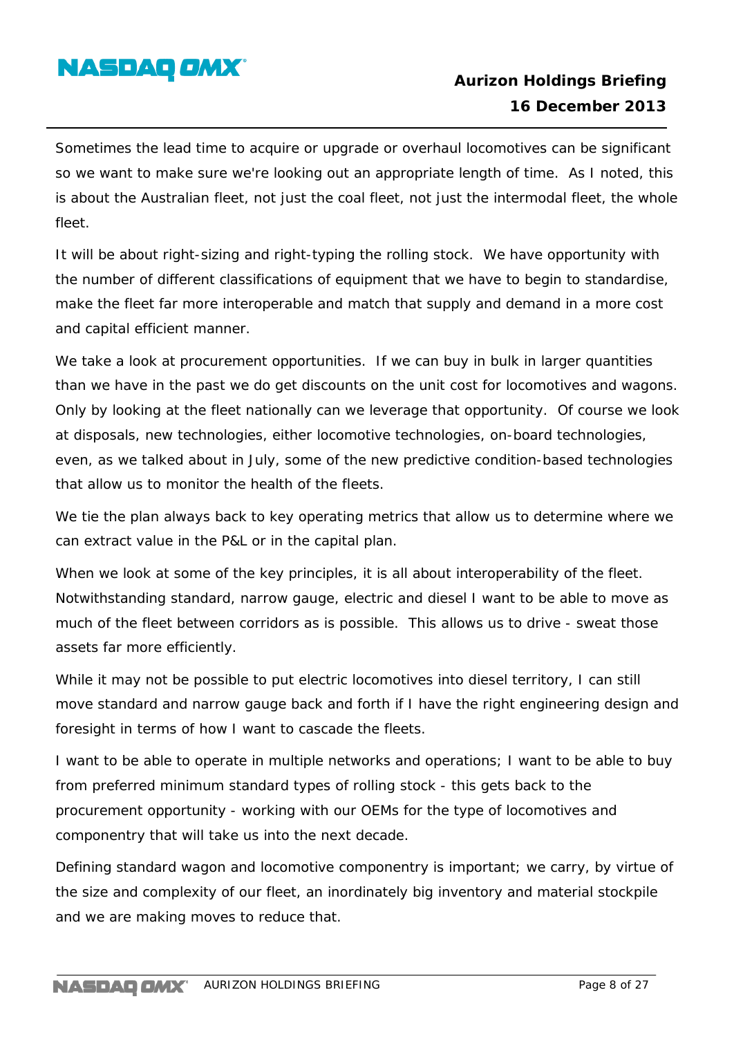Sometimes the lead time to acquire or upgrade or overhaul locomotives can be significant so we want to make sure we're looking out an appropriate length of time. As I noted, this is about the Australian fleet, not just the coal fleet, not just the intermodal fleet, the whole fleet.

It will be about right-sizing and right-typing the rolling stock. We have opportunity with the number of different classifications of equipment that we have to begin to standardise, make the fleet far more interoperable and match that supply and demand in a more cost and capital efficient manner.

We take a look at procurement opportunities. If we can buy in bulk in larger quantities than we have in the past we do get discounts on the unit cost for locomotives and wagons. Only by looking at the fleet nationally can we leverage that opportunity. Of course we look at disposals, new technologies, either locomotive technologies, on-board technologies, even, as we talked about in July, some of the new predictive condition-based technologies that allow us to monitor the health of the fleets.

We tie the plan always back to key operating metrics that allow us to determine where we can extract value in the P&L or in the capital plan.

When we look at some of the key principles, it is all about interoperability of the fleet. Notwithstanding standard, narrow gauge, electric and diesel I want to be able to move as much of the fleet between corridors as is possible. This allows us to drive - sweat those assets far more efficiently.

While it may not be possible to put electric locomotives into diesel territory, I can still move standard and narrow gauge back and forth if I have the right engineering design and foresight in terms of how I want to cascade the fleets.

I want to be able to operate in multiple networks and operations; I want to be able to buy from preferred minimum standard types of rolling stock - this gets back to the procurement opportunity - working with our OEMs for the type of locomotives and componentry that will take us into the next decade.

Defining standard wagon and locomotive componentry is important; we carry, by virtue of the size and complexity of our fleet, an inordinately big inventory and material stockpile and we are making moves to reduce that.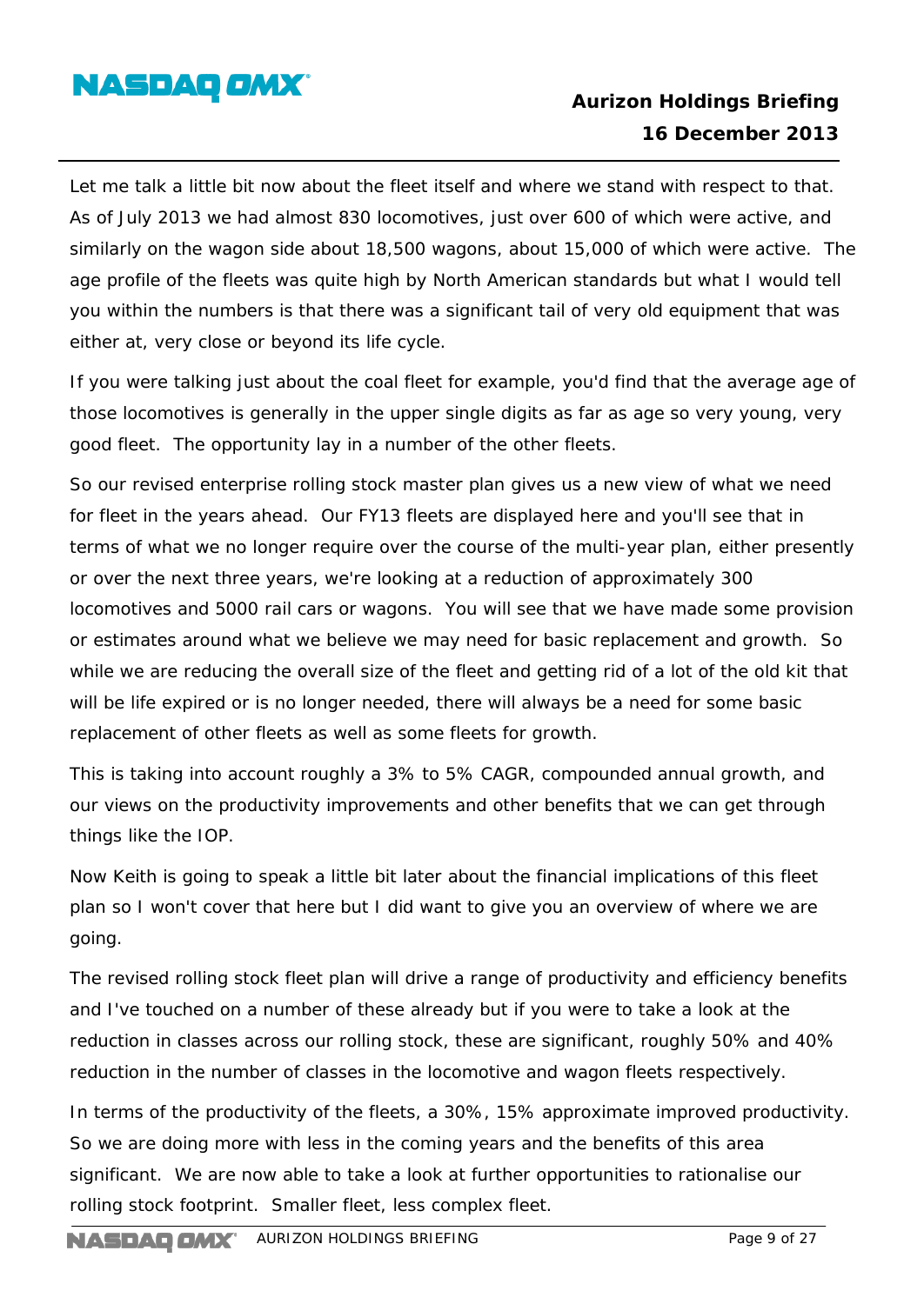Let me talk a little bit now about the fleet itself and where we stand with respect to that. As of July 2013 we had almost 830 locomotives, just over 600 of which were active, and similarly on the wagon side about 18,500 wagons, about 15,000 of which were active. The age profile of the fleets was quite high by North American standards but what I would tell you within the numbers is that there was a significant tail of very old equipment that was either at, very close or beyond its life cycle.

If you were talking just about the coal fleet for example, you'd find that the average age of those locomotives is generally in the upper single digits as far as age so very young, very good fleet. The opportunity lay in a number of the other fleets.

So our revised enterprise rolling stock master plan gives us a new view of what we need for fleet in the years ahead. Our FY13 fleets are displayed here and you'll see that in terms of what we no longer require over the course of the multi-year plan, either presently or over the next three years, we're looking at a reduction of approximately 300 locomotives and 5000 rail cars or wagons. You will see that we have made some provision or estimates around what we believe we may need for basic replacement and growth. So while we are reducing the overall size of the fleet and getting rid of a lot of the old kit that will be life expired or is no longer needed, there will always be a need for some basic replacement of other fleets as well as some fleets for growth.

This is taking into account roughly a 3% to 5% CAGR, compounded annual growth, and our views on the productivity improvements and other benefits that we can get through things like the IOP.

Now Keith is going to speak a little bit later about the financial implications of this fleet plan so I won't cover that here but I did want to give you an overview of where we are going.

The revised rolling stock fleet plan will drive a range of productivity and efficiency benefits and I've touched on a number of these already but if you were to take a look at the reduction in classes across our rolling stock, these are significant, roughly 50% and 40% reduction in the number of classes in the locomotive and wagon fleets respectively.

In terms of the productivity of the fleets, a 30%, 15% approximate improved productivity. So we are doing more with less in the coming years and the benefits of this area significant. We are now able to take a look at further opportunities to rationalise our rolling stock footprint. Smaller fleet, less complex fleet.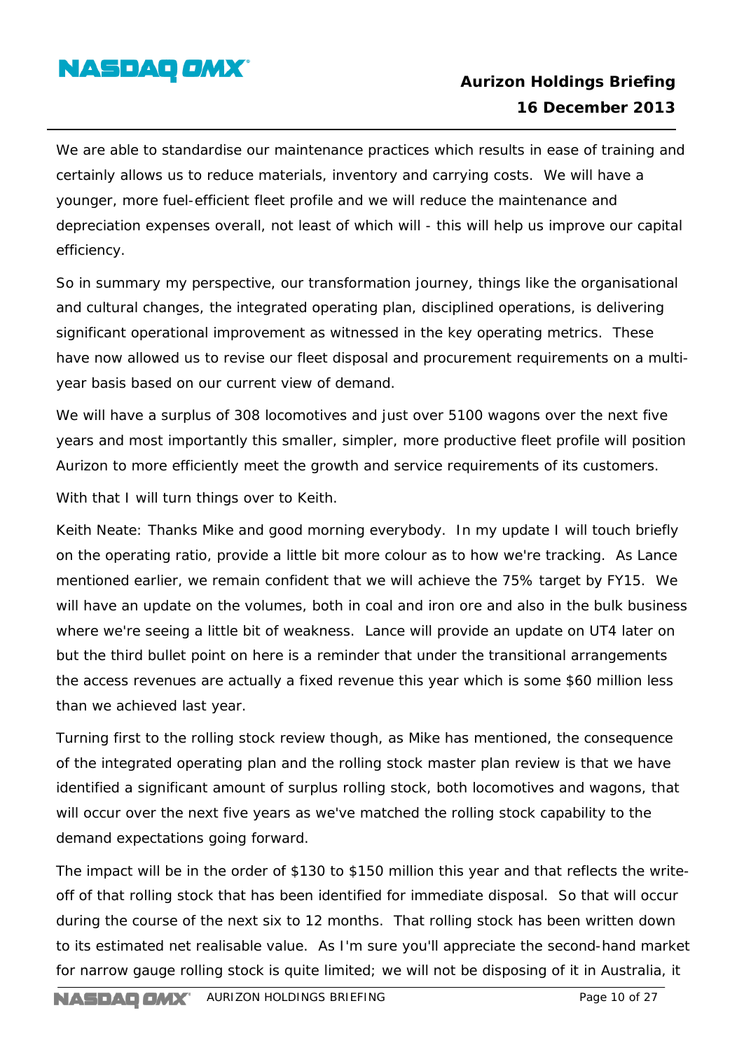We are able to standardise our maintenance practices which results in ease of training and certainly allows us to reduce materials, inventory and carrying costs. We will have a younger, more fuel-efficient fleet profile and we will reduce the maintenance and depreciation expenses overall, not least of which will - this will help us improve our capital efficiency.

So in summary my perspective, our transformation journey, things like the organisational and cultural changes, the integrated operating plan, disciplined operations, is delivering significant operational improvement as witnessed in the key operating metrics. These have now allowed us to revise our fleet disposal and procurement requirements on a multi-year basis based on our current view of demand.

We will have a surplus of 308 locomotives and just over 5100 wagons over the next five years and most importantly this smaller, simpler, more productive fleet profile will position Aurizon to more efficiently meet the growth and service requirements of its customers.

With that I will turn things over to Keith.

Keith Neate: Thanks Mike and good morning everybody. In my update I will touch briefly on the operating ratio, provide a little bit more colour as to how we're tracking. As Lance mentioned earlier, we remain confident that we will achieve the 75% target by FY15. We will have an update on the volumes, both in coal and iron ore and also in the bulk business where we're seeing a little bit of weakness. Lance will provide an update on UT4 later on but the third bullet point on here is a reminder that under the transitional arrangements the access revenues are actually a fixed revenue this year which is some $60 million less than we achieved last year.

Turning first to the rolling stock review though, as Mike has mentioned, the consequence of the integrated operating plan and the rolling stock master plan review is that we have identified a significant amount of surplus rolling stock, both locomotives and wagons, that will occur over the next five years as we've matched the rolling stock capability to the demand expectations going forward.

The impact will be in the order of $130 to $150 million this year and that reflects the write-off of that rolling stock that has been identified for immediate disposal. So that will occur during the course of the next six to 12 months. That rolling stock has been written down to its estimated net realisable value. As I'm sure you'll appreciate the second-hand market for narrow gauge rolling stock is quite limited; we will not be disposing of it in Australia, it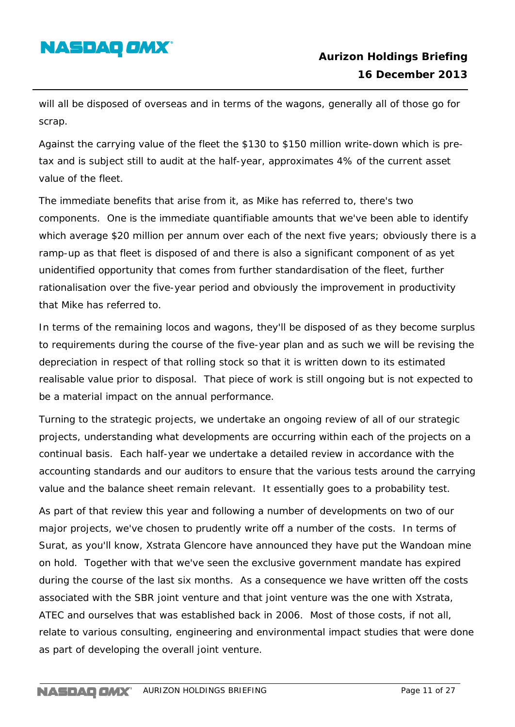will all be disposed of overseas and in terms of the wagons, generally all of those go for scrap.

Against the carrying value of the fleet the $130 to $150 million write-down which is pre-tax and is subject still to audit at the half-year, approximates 4% of the current asset value of the fleet.

The immediate benefits that arise from it, as Mike has referred to, there's two components. One is the immediate quantifiable amounts that we've been able to identify which average $20 million per annum over each of the next five years; obviously there is a ramp-up as that fleet is disposed of and there is also a significant component of as yet unidentified opportunity that comes from further standardisation of the fleet, further rationalisation over the five-year period and obviously the improvement in productivity that Mike has referred to.

In terms of the remaining locos and wagons, they'll be disposed of as they become surplus to requirements during the course of the five-year plan and as such we will be revising the depreciation in respect of that rolling stock so that it is written down to its estimated realisable value prior to disposal. That piece of work is still ongoing but is not expected to be a material impact on the annual performance.

Turning to the strategic projects, we undertake an ongoing review of all of our strategic projects, understanding what developments are occurring within each of the projects on a continual basis. Each half-year we undertake a detailed review in accordance with the accounting standards and our auditors to ensure that the various tests around the carrying value and the balance sheet remain relevant. It essentially goes to a probability test.

As part of that review this year and following a number of developments on two of our major projects, we've chosen to prudently write off a number of the costs. In terms of Surat, as you'll know, Xstrata Glencore have announced they have put the Wandoan mine on hold. Together with that we've seen the exclusive government mandate has expired during the course of the last six months. As a consequence we have written off the costs associated with the SBR joint venture and that joint venture was the one with Xstrata, ATEC and ourselves that was established back in 2006. Most of those costs, if not all, relate to various consulting, engineering and environmental impact studies that were done as part of developing the overall joint venture.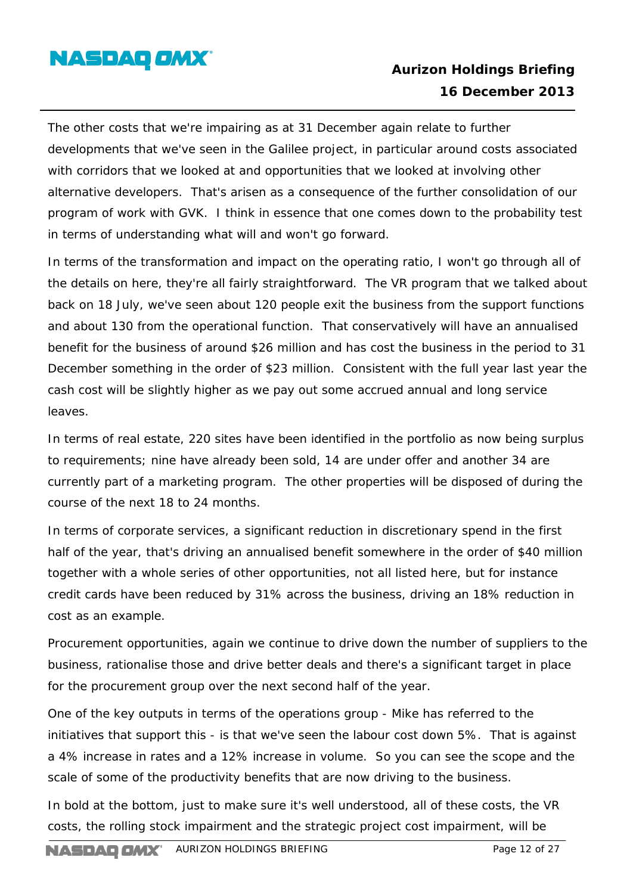The other costs that we're impairing as at 31 December again relate to further developments that we've seen in the Galilee project, in particular around costs associated with corridors that we looked at and opportunities that we looked at involving other alternative developers. That's arisen as a consequence of the further consolidation of our program of work with GVK. I think in essence that one comes down to the probability test in terms of understanding what will and won't go forward.

In terms of the transformation and impact on the operating ratio, I won't go through all of the details on here, they're all fairly straightforward. The VR program that we talked about back on 18 July, we've seen about 120 people exit the business from the support functions and about 130 from the operational function. That conservatively will have an annualised benefit for the business of around $26 million and has cost the business in the period to 31 December something in the order of $23 million. Consistent with the full year last year the cash cost will be slightly higher as we pay out some accrued annual and long service leaves.

In terms of real estate, 220 sites have been identified in the portfolio as now being surplus to requirements; nine have already been sold, 14 are under offer and another 34 are currently part of a marketing program. The other properties will be disposed of during the course of the next 18 to 24 months.

In terms of corporate services, a significant reduction in discretionary spend in the first half of the year, that's driving an annualised benefit somewhere in the order of $40 million together with a whole series of other opportunities, not all listed here, but for instance credit cards have been reduced by 31% across the business, driving an 18% reduction in cost as an example.

Procurement opportunities, again we continue to drive down the number of suppliers to the business, rationalise those and drive better deals and there's a significant target in place for the procurement group over the next second half of the year.

One of the key outputs in terms of the operations group - Mike has referred to the initiatives that support this - is that we've seen the labour cost down 5%. That is against a 4% increase in rates and a 12% increase in volume. So you can see the scope and the scale of some of the productivity benefits that are now driving to the business.

In bold at the bottom, just to make sure it's well understood, all of these costs, the VR costs, the rolling stock impairment and the strategic project cost impairment, will be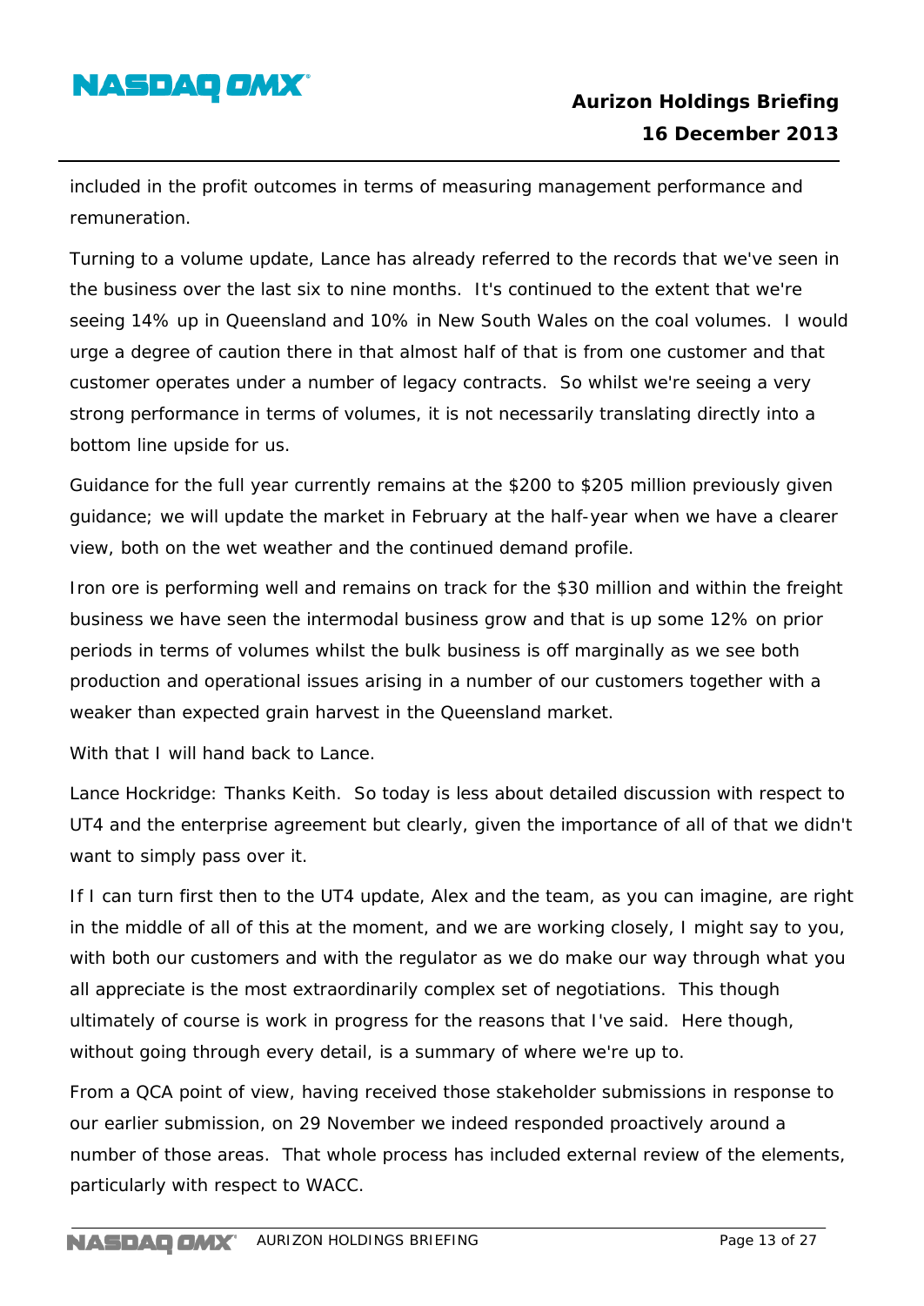included in the profit outcomes in terms of measuring management performance and remuneration.

Turning to a volume update, Lance has already referred to the records that we've seen in the business over the last six to nine months. It's continued to the extent that we're seeing 14% up in Queensland and 10% in New South Wales on the coal volumes. I would urge a degree of caution there in that almost half of that is from one customer and that customer operates under a number of legacy contracts. So whilst we're seeing a very strong performance in terms of volumes, it is not necessarily translating directly into a bottom line upside for us.

Guidance for the full year currently remains at the $200 to $205 million previously given guidance; we will update the market in February at the half-year when we have a clearer view, both on the wet weather and the continued demand profile.

Iron ore is performing well and remains on track for the $30 million and within the freight business we have seen the intermodal business grow and that is up some 12% on prior periods in terms of volumes whilst the bulk business is off marginally as we see both production and operational issues arising in a number of our customers together with a weaker than expected grain harvest in the Queensland market.

With that I will hand back to Lance.

Lance Hockridge: Thanks Keith. So today is less about detailed discussion with respect to UT4 and the enterprise agreement but clearly, given the importance of all of that we didn't want to simply pass over it.

If I can turn first then to the UT4 update, Alex and the team, as you can imagine, are right in the middle of all of this at the moment, and we are working closely, I might say to you, with both our customers and with the regulator as we do make our way through what you all appreciate is the most extraordinarily complex set of negotiations. This though ultimately of course is work in progress for the reasons that I've said. Here though, without going through every detail, is a summary of where we're up to.

From a QCA point of view, having received those stakeholder submissions in response to our earlier submission, on 29 November we indeed responded proactively around a number of those areas. That whole process has included external review of the elements, particularly with respect to WACC.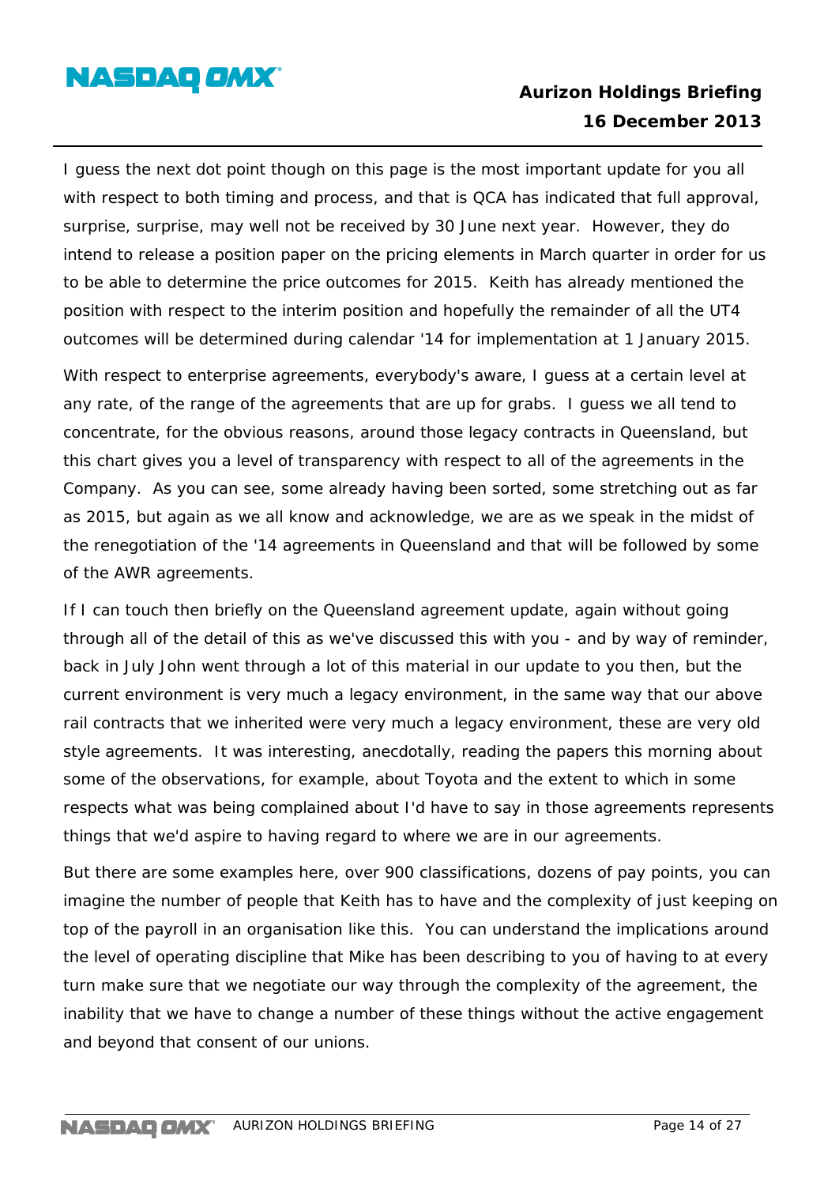I guess the next dot point though on this page is the most important update for you all with respect to both timing and process, and that is QCA has indicated that full approval, surprise, surprise, may well not be received by 30 June next year. However, they do intend to release a position paper on the pricing elements in March quarter in order for us to be able to determine the price outcomes for 2015. Keith has already mentioned the position with respect to the interim position and hopefully the remainder of all the UT4 outcomes will be determined during calendar '14 for implementation at 1 January 2015.

With respect to enterprise agreements, everybody's aware, I guess at a certain level at any rate, of the range of the agreements that are up for grabs. I guess we all tend to concentrate, for the obvious reasons, around those legacy contracts in Queensland, but this chart gives you a level of transparency with respect to all of the agreements in the Company. As you can see, some already having been sorted, some stretching out as far as 2015, but again as we all know and acknowledge, we are as we speak in the midst of the renegotiation of the '14 agreements in Queensland and that will be followed by some of the AWR agreements.

If I can touch then briefly on the Queensland agreement update, again without going through all of the detail of this as we've discussed this with you - and by way of reminder, back in July John went through a lot of this material in our update to you then, but the current environment is very much a legacy environment, in the same way that our above rail contracts that we inherited were very much a legacy environment, these are very old style agreements. It was interesting, anecdotally, reading the papers this morning about some of the observations, for example, about Toyota and the extent to which in some respects what was being complained about I'd have to say in those agreements represents things that we'd aspire to having regard to where we are in our agreements.

But there are some examples here, over 900 classifications, dozens of pay points, you can imagine the number of people that Keith has to have and the complexity of just keeping on top of the payroll in an organisation like this. You can understand the implications around the level of operating discipline that Mike has been describing to you of having to at every turn make sure that we negotiate our way through the complexity of the agreement, the inability that we have to change a number of these things without the active engagement and beyond that consent of our unions.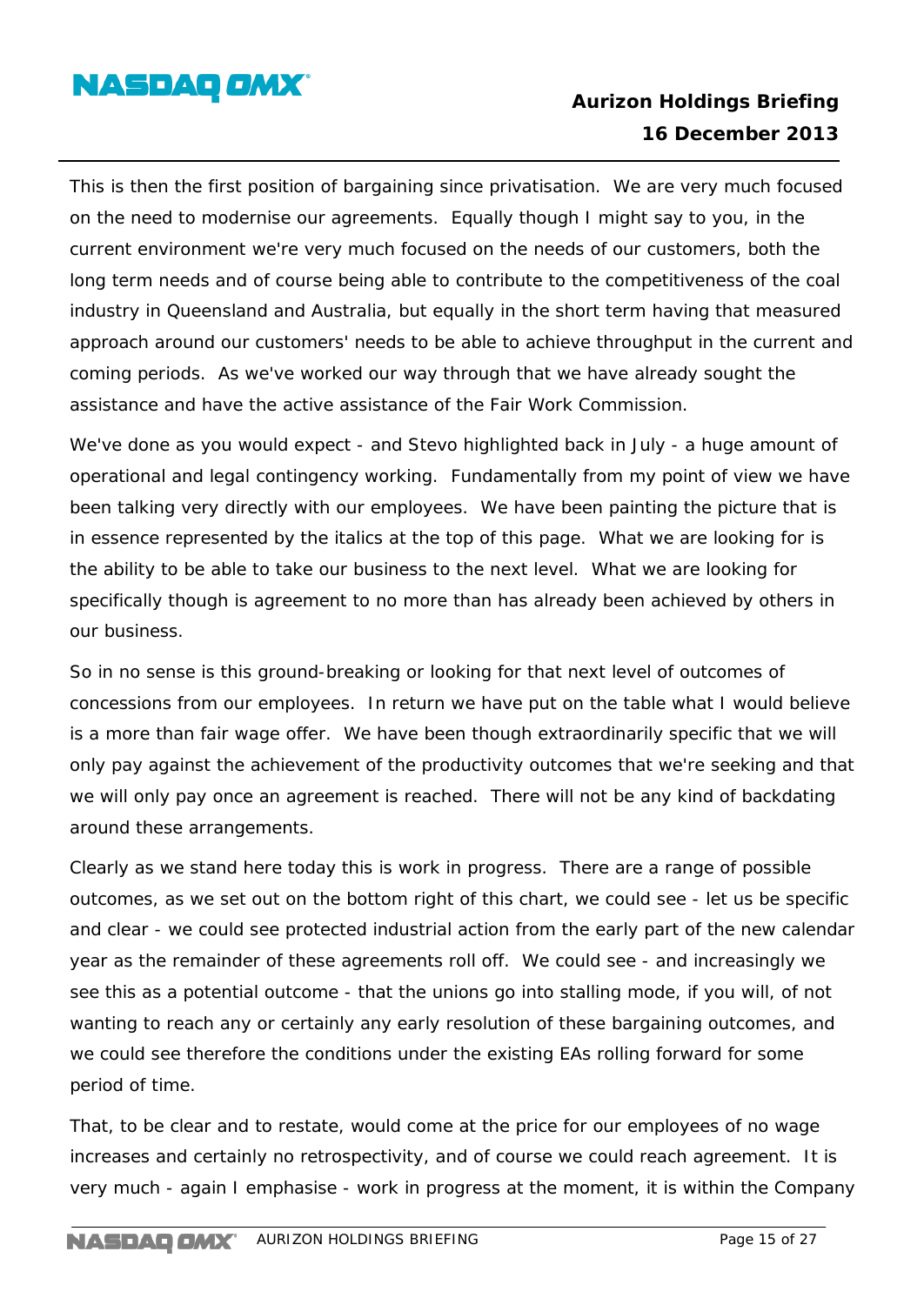This is then the first position of bargaining since privatisation. We are very much focused on the need to modernise our agreements. Equally though I might say to you, in the current environment we're very much focused on the needs of our customers, both the long term needs and of course being able to contribute to the competitiveness of the coal industry in Queensland and Australia, but equally in the short term having that measured approach around our customers' needs to be able to achieve throughput in the current and coming periods. As we've worked our way through that we have already sought the assistance and have the active assistance of the Fair Work Commission.

We've done as you would expect - and Stevo highlighted back in July - a huge amount of operational and legal contingency working. Fundamentally from my point of view we have been talking very directly with our employees. We have been painting the picture that is in essence represented by the italics at the top of this page. What we are looking for is the ability to be able to take our business to the next level. What we are looking for specifically though is agreement to no more than has already been achieved by others in our business.

So in no sense is this ground-breaking or looking for that next level of outcomes of concessions from our employees. In return we have put on the table what I would believe is a more than fair wage offer. We have been though extraordinarily specific that we will only pay against the achievement of the productivity outcomes that we're seeking and that we will only pay once an agreement is reached. There will not be any kind of backdating around these arrangements.

Clearly as we stand here today this is work in progress. There are a range of possible outcomes, as we set out on the bottom right of this chart, we could see - let us be specific and clear - we could see protected industrial action from the early part of the new calendar year as the remainder of these agreements roll off. We could see - and increasingly we see this as a potential outcome - that the unions go into stalling mode, if you will, of not wanting to reach any or certainly any early resolution of these bargaining outcomes, and we could see therefore the conditions under the existing EAs rolling forward for some period of time.

That, to be clear and to restate, would come at the price for our employees of no wage increases and certainly no retrospectivity, and of course we could reach agreement. It is very much - again I emphasise - work in progress at the moment, it is within the Company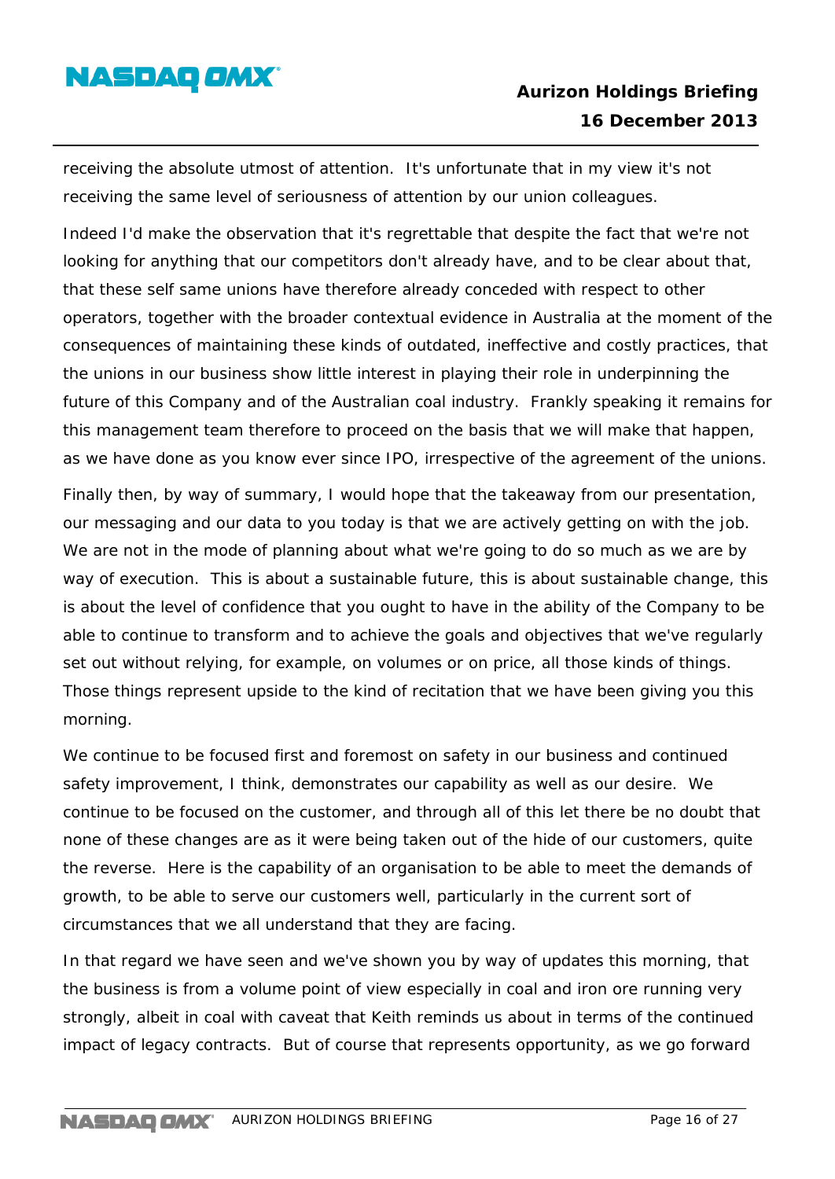receiving the absolute utmost of attention. It's unfortunate that in my view it's not receiving the same level of seriousness of attention by our union colleagues.

Indeed I'd make the observation that it's regrettable that despite the fact that we're not looking for anything that our competitors don't already have, and to be clear about that, that these self same unions have therefore already conceded with respect to other operators, together with the broader contextual evidence in Australia at the moment of the consequences of maintaining these kinds of outdated, ineffective and costly practices, that the unions in our business show little interest in playing their role in underpinning the future of this Company and of the Australian coal industry. Frankly speaking it remains for this management team therefore to proceed on the basis that we will make that happen, as we have done as you know ever since IPO, irrespective of the agreement of the unions.

Finally then, by way of summary, I would hope that the takeaway from our presentation, our messaging and our data to you today is that we are actively getting on with the job. We are not in the mode of planning about what we're going to do so much as we are by way of execution. This is about a sustainable future, this is about sustainable change, this is about the level of confidence that you ought to have in the ability of the Company to be able to continue to transform and to achieve the goals and objectives that we've regularly set out without relying, for example, on volumes or on price, all those kinds of things. Those things represent upside to the kind of recitation that we have been giving you this morning.

We continue to be focused first and foremost on safety in our business and continued safety improvement, I think, demonstrates our capability as well as our desire. We continue to be focused on the customer, and through all of this let there be no doubt that none of these changes are as it were being taken out of the hide of our customers, quite the reverse. Here is the capability of an organisation to be able to meet the demands of growth, to be able to serve our customers well, particularly in the current sort of circumstances that we all understand that they are facing.

In that regard we have seen and we've shown you by way of updates this morning, that the business is from a volume point of view especially in coal and iron ore running very strongly, albeit in coal with caveat that Keith reminds us about in terms of the continued impact of legacy contracts. But of course that represents opportunity, as we go forward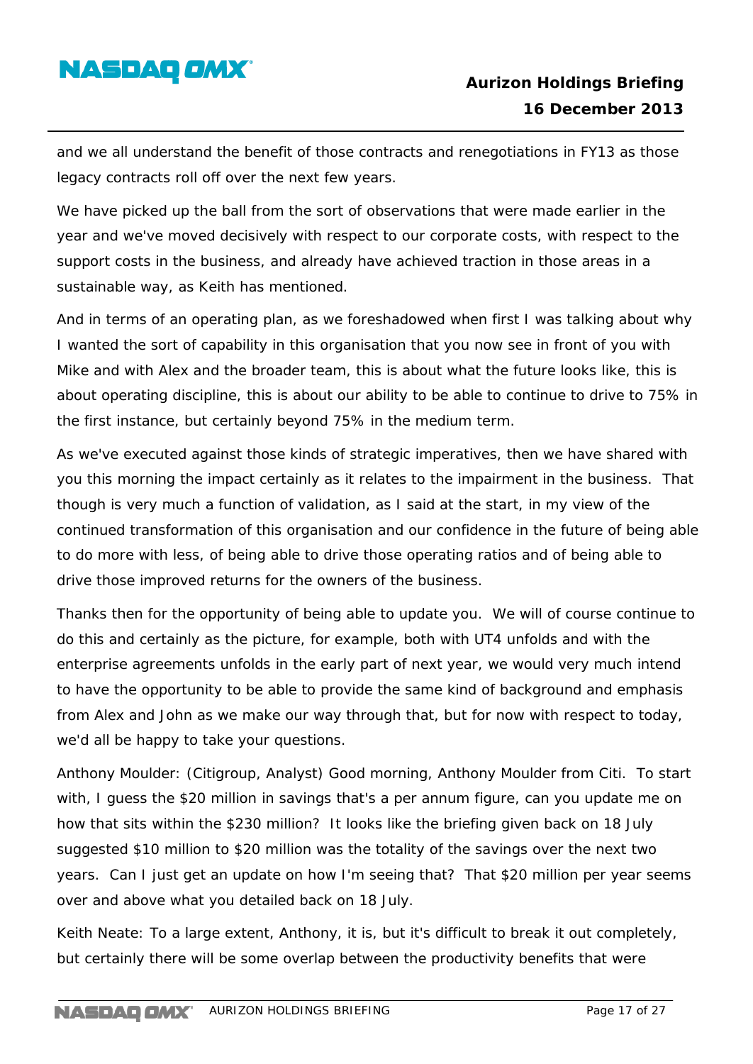and we all understand the benefit of those contracts and renegotiations in FY13 as those legacy contracts roll off over the next few years.

We have picked up the ball from the sort of observations that were made earlier in the year and we've moved decisively with respect to our corporate costs, with respect to the support costs in the business, and already have achieved traction in those areas in a sustainable way, as Keith has mentioned.

And in terms of an operating plan, as we foreshadowed when first I was talking about why I wanted the sort of capability in this organisation that you now see in front of you with Mike and with Alex and the broader team, this is about what the future looks like, this is about operating discipline, this is about our ability to be able to continue to drive to 75% in the first instance, but certainly beyond 75% in the medium term.

As we've executed against those kinds of strategic imperatives, then we have shared with you this morning the impact certainly as it relates to the impairment in the business. That though is very much a function of validation, as I said at the start, in my view of the continued transformation of this organisation and our confidence in the future of being able to do more with less, of being able to drive those operating ratios and of being able to drive those improved returns for the owners of the business.

Thanks then for the opportunity of being able to update you. We will of course continue to do this and certainly as the picture, for example, both with UT4 unfolds and with the enterprise agreements unfolds in the early part of next year, we would very much intend to have the opportunity to be able to provide the same kind of background and emphasis from Alex and John as we make our way through that, but for now with respect to today, we'd all be happy to take your questions.

Anthony Moulder: (Citigroup, Analyst) Good morning, Anthony Moulder from Citi. To start with, I guess the $20 million in savings that's a per annum figure, can you update me on how that sits within the $230 million? It looks like the briefing given back on 18 July suggested $10 million to $20 million was the totality of the savings over the next two years. Can I just get an update on how I'm seeing that? That $20 million per year seems over and above what you detailed back on 18 July.

Keith Neate: To a large extent, Anthony, it is, but it's difficult to break it out completely, but certainly there will be some overlap between the productivity benefits that were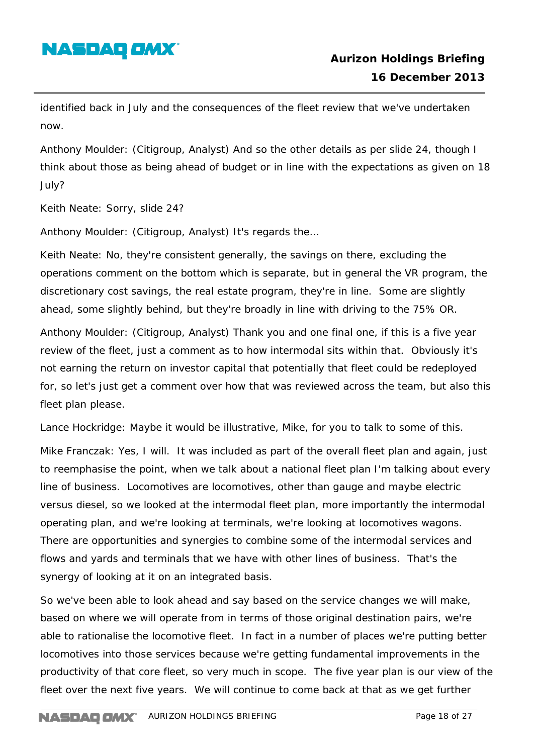identified back in July and the consequences of the fleet review that we've undertaken now.

Anthony Moulder: (Citigroup, Analyst) And so the other details as per slide 24, though I think about those as being ahead of budget or in line with the expectations as given on 18 July?

Keith Neate: Sorry, slide 24?

Anthony Moulder: (Citigroup, Analyst) It's regards the...

Keith Neate: No, they're consistent generally, the savings on there, excluding the operations comment on the bottom which is separate, but in general the VR program, the discretionary cost savings, the real estate program, they're in line. Some are slightly ahead, some slightly behind, but they're broadly in line with driving to the 75% OR.

Anthony Moulder: (Citigroup, Analyst) Thank you and one final one, if this is a five year review of the fleet, just a comment as to how intermodal sits within that. Obviously it's not earning the return on investor capital that potentially that fleet could be redeployed for, so let's just get a comment over how that was reviewed across the team, but also this fleet plan please.

Lance Hockridge: Maybe it would be illustrative, Mike, for you to talk to some of this.

Mike Franczak: Yes, I will. It was included as part of the overall fleet plan and again, just to reemphasise the point, when we talk about a national fleet plan I'm talking about every line of business. Locomotives are locomotives, other than gauge and maybe electric versus diesel, so we looked at the intermodal fleet plan, more importantly the intermodal operating plan, and we're looking at terminals, we're looking at locomotives wagons. There are opportunities and synergies to combine some of the intermodal services and flows and yards and terminals that we have with other lines of business. That's the synergy of looking at it on an integrated basis.

So we've been able to look ahead and say based on the service changes we will make, based on where we will operate from in terms of those original destination pairs, we're able to rationalise the locomotive fleet. In fact in a number of places we're putting better locomotives into those services because we're getting fundamental improvements in the productivity of that core fleet, so very much in scope. The five year plan is our view of the fleet over the next five years. We will continue to come back at that as we get further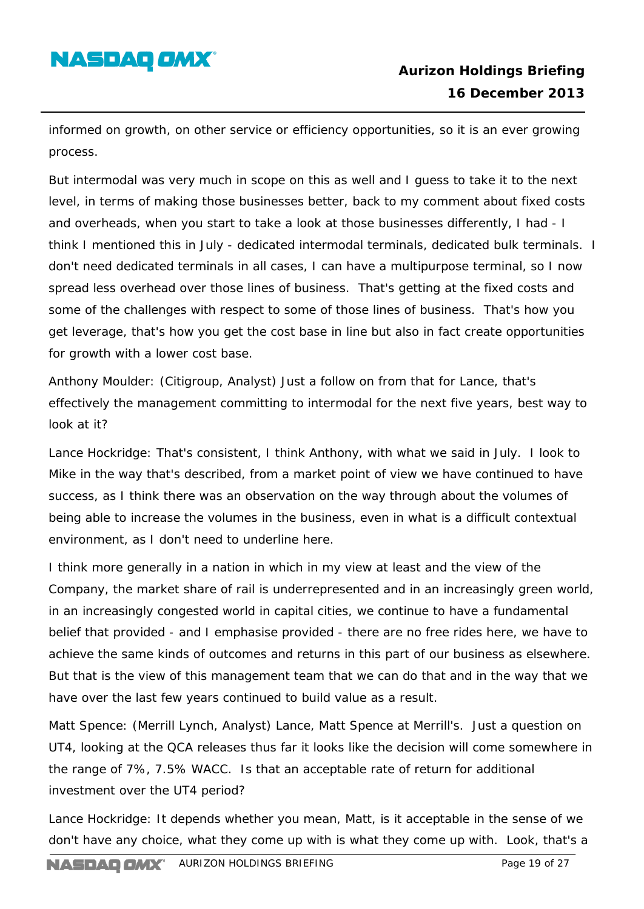informed on growth, on other service or efficiency opportunities, so it is an ever growing process.

But intermodal was very much in scope on this as well and I guess to take it to the next level, in terms of making those businesses better, back to my comment about fixed costs and overheads, when you start to take a look at those businesses differently, I had - I think I mentioned this in July - dedicated intermodal terminals, dedicated bulk terminals. I don't need dedicated terminals in all cases, I can have a multipurpose terminal, so I now spread less overhead over those lines of business. That's getting at the fixed costs and some of the challenges with respect to some of those lines of business. That's how you get leverage, that's how you get the cost base in line but also in fact create opportunities for growth with a lower cost base.

Anthony Moulder: (Citigroup, Analyst) Just a follow on from that for Lance, that's effectively the management committing to intermodal for the next five years, best way to look at it?

Lance Hockridge: That's consistent, I think Anthony, with what we said in July. I look to Mike in the way that's described, from a market point of view we have continued to have success, as I think there was an observation on the way through about the volumes of being able to increase the volumes in the business, even in what is a difficult contextual environment, as I don't need to underline here.

I think more generally in a nation in which in my view at least and the view of the Company, the market share of rail is underrepresented and in an increasingly green world, in an increasingly congested world in capital cities, we continue to have a fundamental belief that provided - and I emphasise provided - there are no free rides here, we have to achieve the same kinds of outcomes and returns in this part of our business as elsewhere. But that is the view of this management team that we can do that and in the way that we have over the last few years continued to build value as a result.

Matt Spence: (Merrill Lynch, Analyst) Lance, Matt Spence at Merrill's. Just a question on UT4, looking at the QCA releases thus far it looks like the decision will come somewhere in the range of 7%, 7.5% WACC. Is that an acceptable rate of return for additional investment over the UT4 period?

Lance Hockridge: It depends whether you mean, Matt, is it acceptable in the sense of we don't have any choice, what they come up with is what they come up with. Look, that's a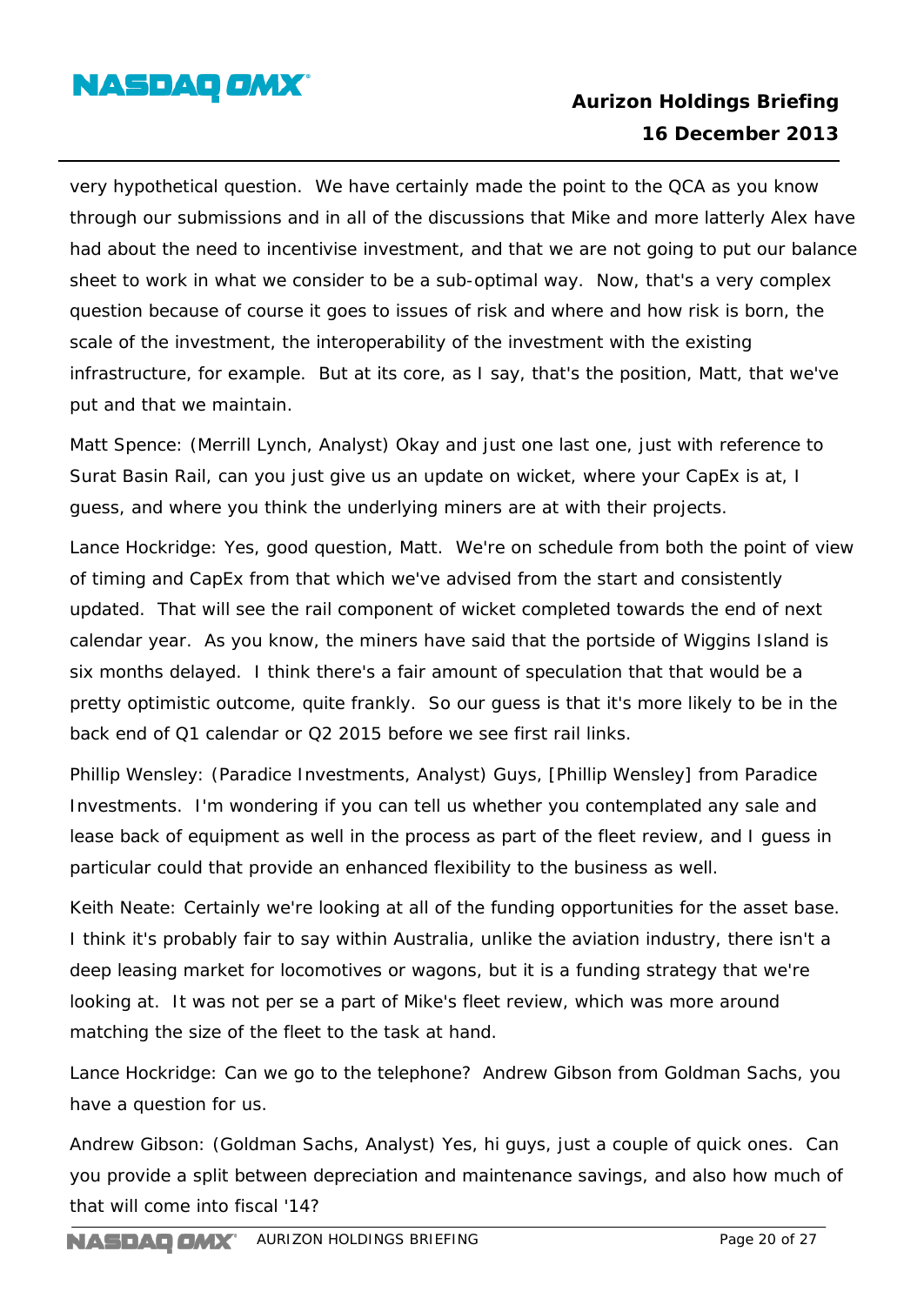very hypothetical question. We have certainly made the point to the QCA as you know through our submissions and in all of the discussions that Mike and more latterly Alex have had about the need to incentivise investment, and that we are not going to put our balance sheet to work in what we consider to be a sub-optimal way. Now, that's a very complex question because of course it goes to issues of risk and where and how risk is born, the scale of the investment, the interoperability of the investment with the existing infrastructure, for example. But at its core, as I say, that's the position, Matt, that we've put and that we maintain.

Matt Spence: (Merrill Lynch, Analyst) Okay and just one last one, just with reference to Surat Basin Rail, can you just give us an update on wicket, where your CapEx is at, I guess, and where you think the underlying miners are at with their projects.

Lance Hockridge: Yes, good question, Matt. We're on schedule from both the point of view of timing and CapEx from that which we've advised from the start and consistently updated. That will see the rail component of wicket completed towards the end of next calendar year. As you know, the miners have said that the portside of Wiggins Island is six months delayed. I think there's a fair amount of speculation that that would be a pretty optimistic outcome, quite frankly. So our guess is that it's more likely to be in the back end of Q1 calendar or Q2 2015 before we see first rail links.

Phillip Wensley: (Paradice Investments, Analyst) Guys, [Phillip Wensley] from Paradice Investments. I'm wondering if you can tell us whether you contemplated any sale and lease back of equipment as well in the process as part of the fleet review, and I guess in particular could that provide an enhanced flexibility to the business as well.

Keith Neate: Certainly we're looking at all of the funding opportunities for the asset base. I think it's probably fair to say within Australia, unlike the aviation industry, there isn't a deep leasing market for locomotives or wagons, but it is a funding strategy that we're looking at. It was not per se a part of Mike's fleet review, which was more around matching the size of the fleet to the task at hand.

Lance Hockridge: Can we go to the telephone? Andrew Gibson from Goldman Sachs, you have a question for us.

Andrew Gibson: (Goldman Sachs, Analyst) Yes, hi guys, just a couple of quick ones. Can you provide a split between depreciation and maintenance savings, and also how much of that will come into fiscal '14?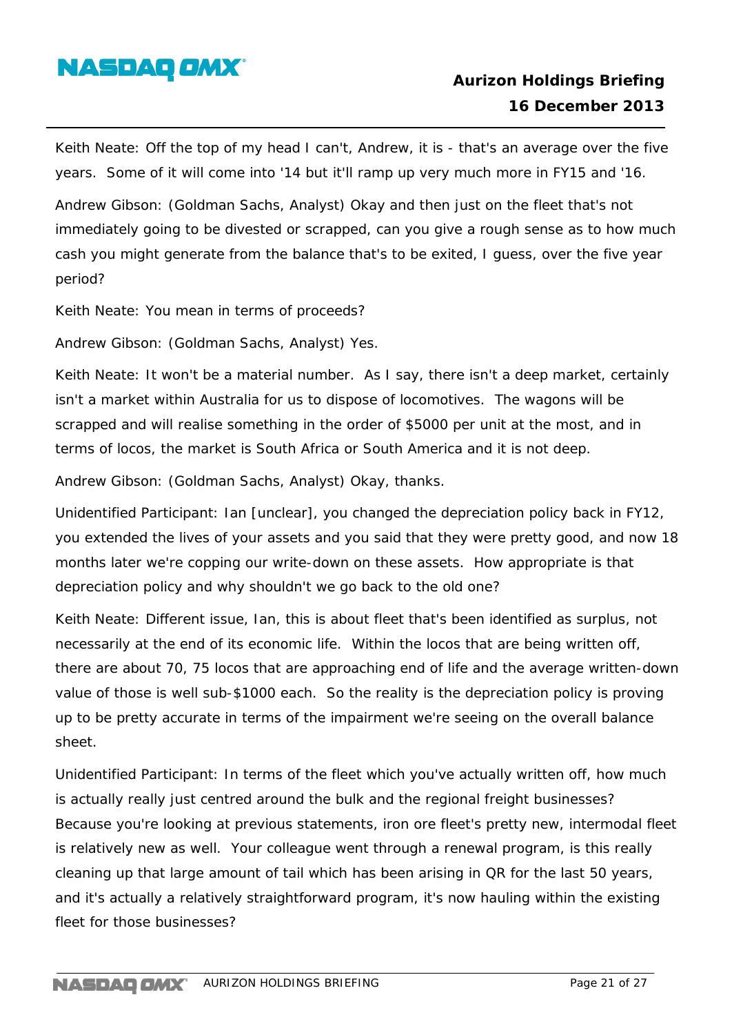Keith Neate: Off the top of my head I can't, Andrew, it is - that's an average over the five years. Some of it will come into '14 but it'll ramp up very much more in FY15 and '16.

Andrew Gibson: (Goldman Sachs, Analyst) Okay and then just on the fleet that's not immediately going to be divested or scrapped, can you give a rough sense as to how much cash you might generate from the balance that's to be exited, I guess, over the five year period?

Keith Neate: You mean in terms of proceeds?

Andrew Gibson: (Goldman Sachs, Analyst) Yes.

Keith Neate: It won't be a material number. As I say, there isn't a deep market, certainly isn't a market within Australia for us to dispose of locomotives. The wagons will be scrapped and will realise something in the order of $5000 per unit at the most, and in terms of locos, the market is South Africa or South America and it is not deep.

Andrew Gibson: (Goldman Sachs, Analyst) Okay, thanks.

Unidentified Participant: Ian [unclear], you changed the depreciation policy back in FY12, you extended the lives of your assets and you said that they were pretty good, and now 18 months later we're copping our write-down on these assets. How appropriate is that depreciation policy and why shouldn't we go back to the old one?

Keith Neate: Different issue, Ian, this is about fleet that's been identified as surplus, not necessarily at the end of its economic life. Within the locos that are being written off, there are about 70, 75 locos that are approaching end of life and the average written-down value of those is well sub-$1000 each. So the reality is the depreciation policy is proving up to be pretty accurate in terms of the impairment we're seeing on the overall balance sheet.

Unidentified Participant: In terms of the fleet which you've actually written off, how much is actually really just centred around the bulk and the regional freight businesses? Because you're looking at previous statements, iron ore fleet's pretty new, intermodal fleet is relatively new as well. Your colleague went through a renewal program, is this really cleaning up that large amount of tail which has been arising in QR for the last 50 years, and it's actually a relatively straightforward program, it's now hauling within the existing fleet for those businesses?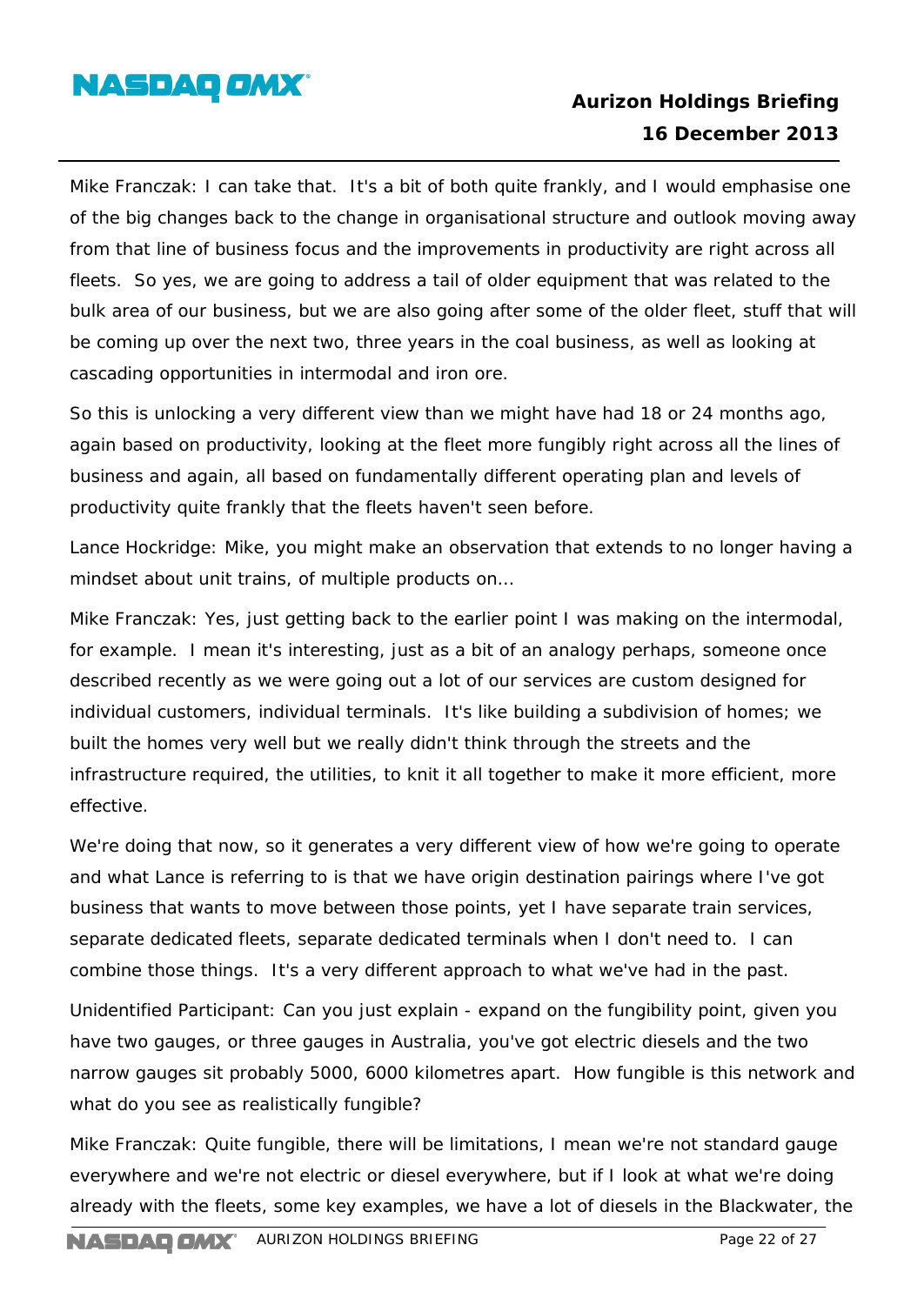Mike Franczak: I can take that. It's a bit of both quite frankly, and I would emphasise one of the big changes back to the change in organisational structure and outlook moving away from that line of business focus and the improvements in productivity are right across all fleets. So yes, we are going to address a tail of older equipment that was related to the bulk area of our business, but we are also going after some of the older fleet, stuff that will be coming up over the next two, three years in the coal business, as well as looking at cascading opportunities in intermodal and iron ore.

So this is unlocking a very different view than we might have had 18 or 24 months ago, again based on productivity, looking at the fleet more fungibly right across all the lines of business and again, all based on fundamentally different operating plan and levels of productivity quite frankly that the fleets haven't seen before.

Lance Hockridge: Mike, you might make an observation that extends to no longer having a mindset about unit trains, of multiple products on...

Mike Franczak: Yes, just getting back to the earlier point I was making on the intermodal, for example. I mean it's interesting, just as a bit of an analogy perhaps, someone once described recently as we were going out a lot of our services are custom designed for individual customers, individual terminals. It's like building a subdivision of homes; we built the homes very well but we really didn't think through the streets and the infrastructure required, the utilities, to knit it all together to make it more efficient, more effective.

We're doing that now, so it generates a very different view of how we're going to operate and what Lance is referring to is that we have origin destination pairings where I've got business that wants to move between those points, yet I have separate train services, separate dedicated fleets, separate dedicated terminals when I don't need to. I can combine those things. It's a very different approach to what we've had in the past.

Unidentified Participant: Can you just explain - expand on the fungibility point, given you have two gauges, or three gauges in Australia, you've got electric diesels and the two narrow gauges sit probably 5000, 6000 kilometres apart. How fungible is this network and what do you see as realistically fungible?

Mike Franczak: Quite fungible, there will be limitations, I mean we're not standard gauge everywhere and we're not electric or diesel everywhere, but if I look at what we're doing already with the fleets, some key examples, we have a lot of diesels in the Blackwater, the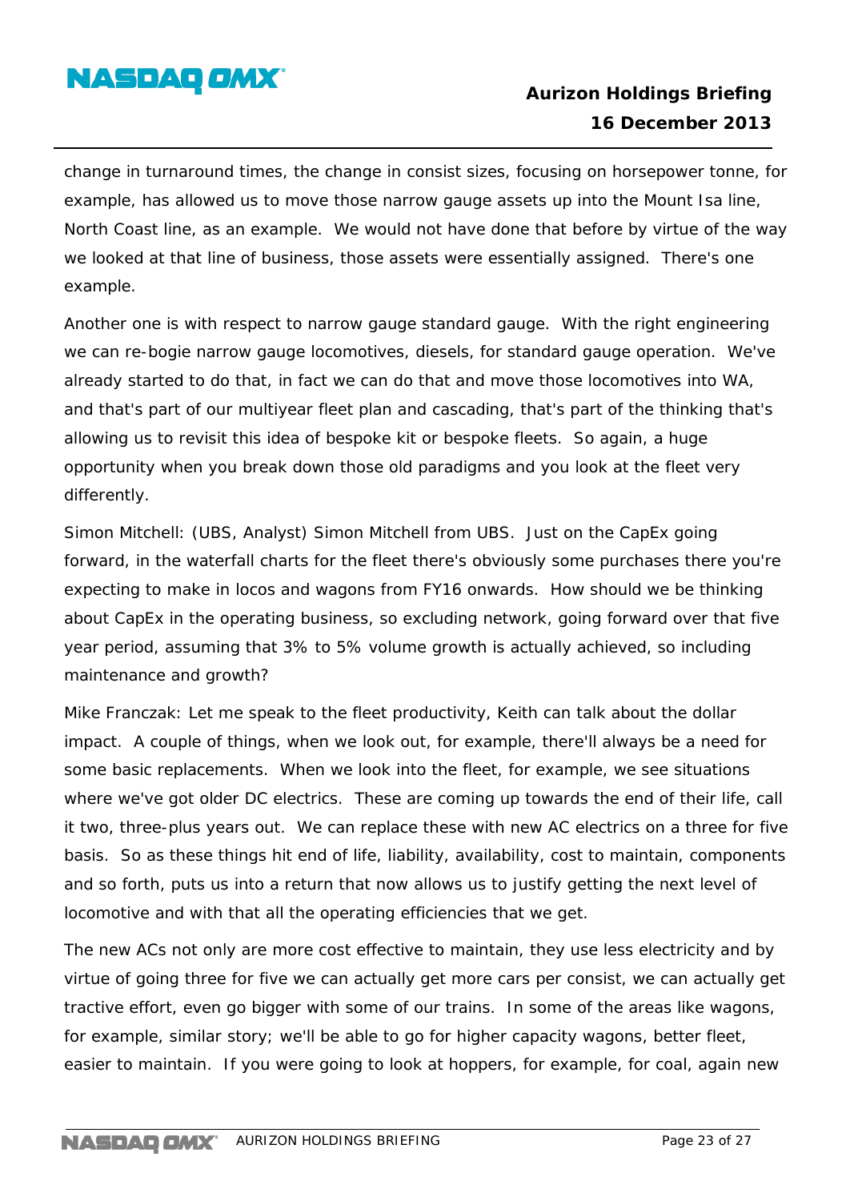change in turnaround times, the change in consist sizes, focusing on horsepower tonne, for example, has allowed us to move those narrow gauge assets up into the Mount Isa line, North Coast line, as an example. We would not have done that before by virtue of the way we looked at that line of business, those assets were essentially assigned. There's one example.

Another one is with respect to narrow gauge standard gauge. With the right engineering we can re-bogie narrow gauge locomotives, diesels, for standard gauge operation. We've already started to do that, in fact we can do that and move those locomotives into WA, and that's part of our multiyear fleet plan and cascading, that's part of the thinking that's allowing us to revisit this idea of bespoke kit or bespoke fleets. So again, a huge opportunity when you break down those old paradigms and you look at the fleet very differently.

Simon Mitchell: (UBS, Analyst) Simon Mitchell from UBS. Just on the CapEx going forward, in the waterfall charts for the fleet there's obviously some purchases there you're expecting to make in locos and wagons from FY16 onwards. How should we be thinking about CapEx in the operating business, so excluding network, going forward over that five year period, assuming that 3% to 5% volume growth is actually achieved, so including maintenance and growth?

Mike Franczak: Let me speak to the fleet productivity, Keith can talk about the dollar impact. A couple of things, when we look out, for example, there'll always be a need for some basic replacements. When we look into the fleet, for example, we see situations where we've got older DC electrics. These are coming up towards the end of their life, call it two, three-plus years out. We can replace these with new AC electrics on a three for five basis. So as these things hit end of life, liability, availability, cost to maintain, components and so forth, puts us into a return that now allows us to justify getting the next level of locomotive and with that all the operating efficiencies that we get.

The new ACs not only are more cost effective to maintain, they use less electricity and by virtue of going three for five we can actually get more cars per consist, we can actually get tractive effort, even go bigger with some of our trains. In some of the areas like wagons, for example, similar story; we'll be able to go for higher capacity wagons, better fleet, easier to maintain. If you were going to look at hoppers, for example, for coal, again new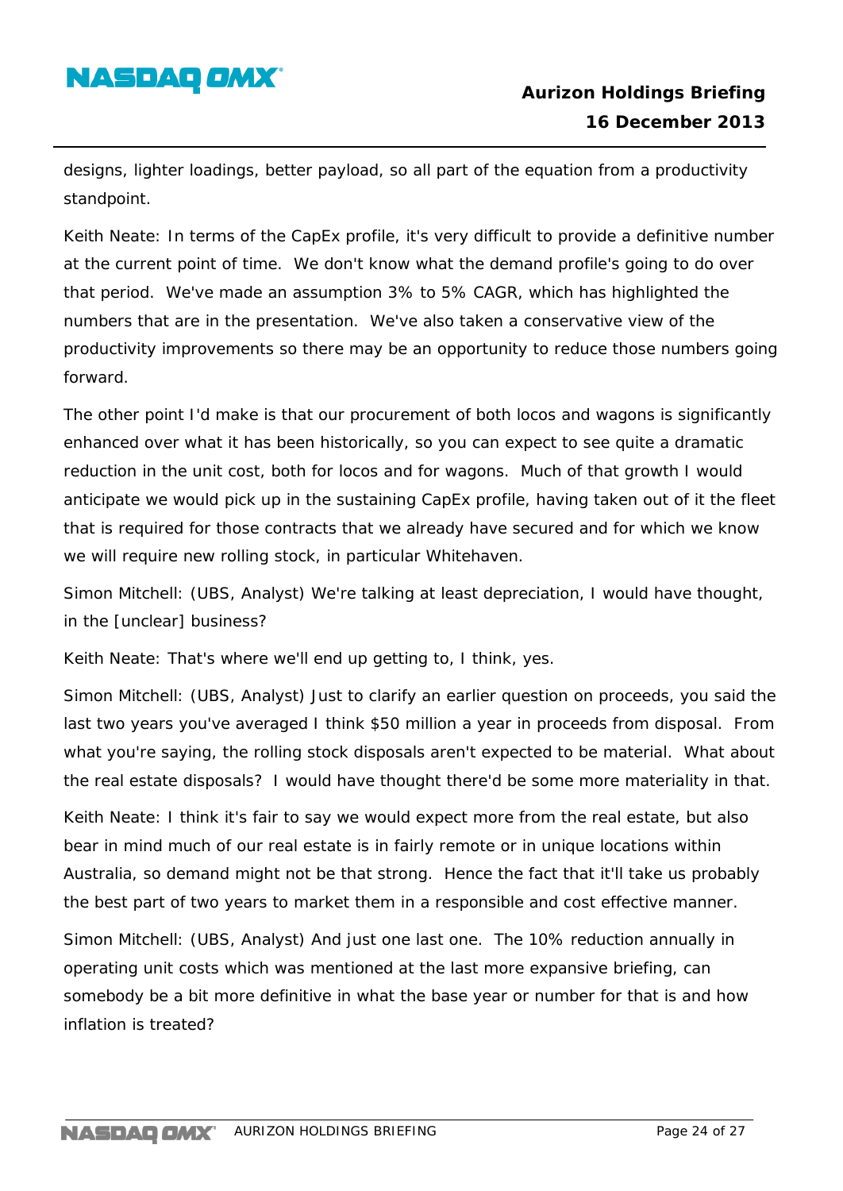designs, lighter loadings, better payload, so all part of the equation from a productivity standpoint.

Keith Neate: In terms of the CapEx profile, it's very difficult to provide a definitive number at the current point of time. We don't know what the demand profile's going to do over that period. We've made an assumption 3% to 5% CAGR, which has highlighted the numbers that are in the presentation. We've also taken a conservative view of the productivity improvements so there may be an opportunity to reduce those numbers going forward.

The other point I'd make is that our procurement of both locos and wagons is significantly enhanced over what it has been historically, so you can expect to see quite a dramatic reduction in the unit cost, both for locos and for wagons. Much of that growth I would anticipate we would pick up in the sustaining CapEx profile, having taken out of it the fleet that is required for those contracts that we already have secured and for which we know we will require new rolling stock, in particular Whitehaven.

Simon Mitchell: (UBS, Analyst) We're talking at least depreciation, I would have thought, in the [unclear] business?

Keith Neate: That's where we'll end up getting to, I think, yes.

Simon Mitchell: (UBS, Analyst) Just to clarify an earlier question on proceeds, you said the last two years you've averaged I think $50 million a year in proceeds from disposal. From what you're saying, the rolling stock disposals aren't expected to be material. What about the real estate disposals? I would have thought there'd be some more materiality in that.

Keith Neate: I think it's fair to say we would expect more from the real estate, but also bear in mind much of our real estate is in fairly remote or in unique locations within Australia, so demand might not be that strong. Hence the fact that it'll take us probably the best part of two years to market them in a responsible and cost effective manner.

Simon Mitchell: (UBS, Analyst) And just one last one. The 10% reduction annually in operating unit costs which was mentioned at the last more expansive briefing, can somebody be a bit more definitive in what the base year or number for that is and how inflation is treated?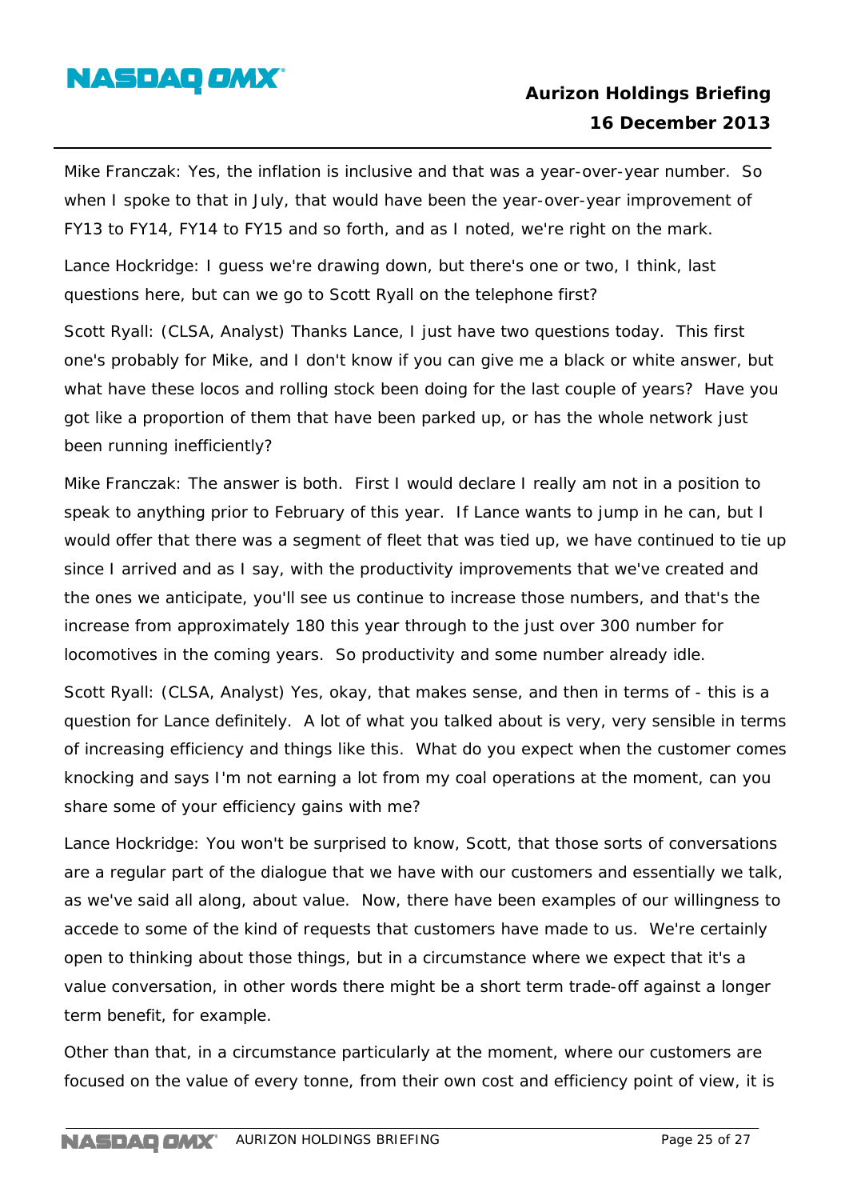Mike Franczak: Yes, the inflation is inclusive and that was a year-over-year number. So when I spoke to that in July, that would have been the year-over-year improvement of FY13 to FY14, FY14 to FY15 and so forth, and as I noted, we're right on the mark.

Lance Hockridge: I guess we're drawing down, but there's one or two, I think, last questions here, but can we go to Scott Ryall on the telephone first?

Scott Ryall: (CLSA, Analyst) Thanks Lance, I just have two questions today. This first one's probably for Mike, and I don't know if you can give me a black or white answer, but what have these locos and rolling stock been doing for the last couple of years? Have you got like a proportion of them that have been parked up, or has the whole network just been running inefficiently?

Mike Franczak: The answer is both. First I would declare I really am not in a position to speak to anything prior to February of this year. If Lance wants to jump in he can, but I would offer that there was a segment of fleet that was tied up, we have continued to tie up since I arrived and as I say, with the productivity improvements that we've created and the ones we anticipate, you'll see us continue to increase those numbers, and that's the increase from approximately 180 this year through to the just over 300 number for locomotives in the coming years. So productivity and some number already idle.

Scott Ryall: (CLSA, Analyst) Yes, okay, that makes sense, and then in terms of - this is a question for Lance definitely. A lot of what you talked about is very, very sensible in terms of increasing efficiency and things like this. What do you expect when the customer comes knocking and says I'm not earning a lot from my coal operations at the moment, can you share some of your efficiency gains with me?

Lance Hockridge: You won't be surprised to know, Scott, that those sorts of conversations are a regular part of the dialogue that we have with our customers and essentially we talk, as we've said all along, about value. Now, there have been examples of our willingness to accede to some of the kind of requests that customers have made to us. We're certainly open to thinking about those things, but in a circumstance where we expect that it's a value conversation, in other words there might be a short term trade-off against a longer term benefit, for example.

Other than that, in a circumstance particularly at the moment, where our customers are focused on the value of every tonne, from their own cost and efficiency point of view, it is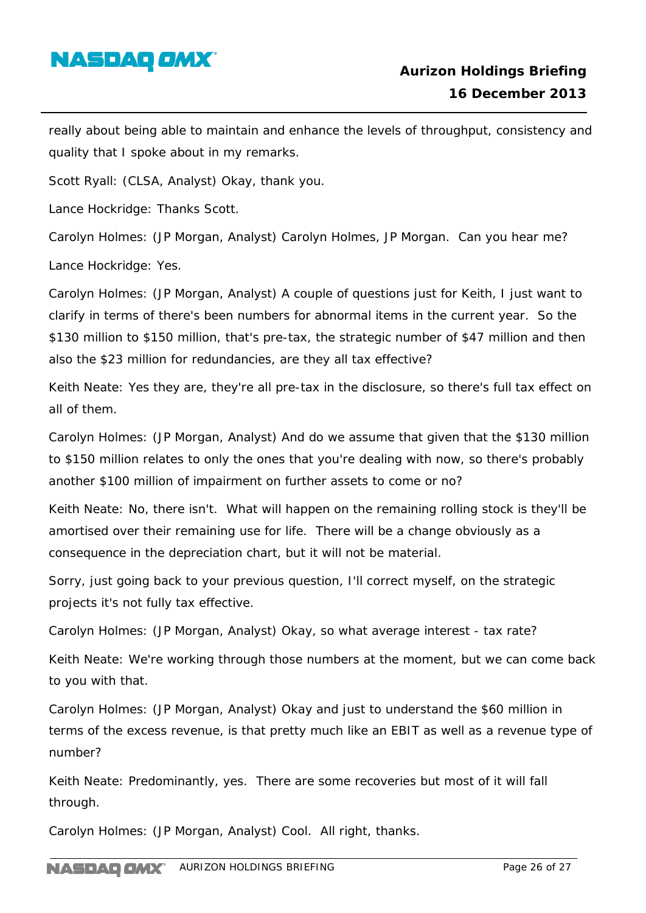really about being able to maintain and enhance the levels of throughput, consistency and quality that I spoke about in my remarks.

Scott Ryall: (CLSA, Analyst) Okay, thank you.

Lance Hockridge: Thanks Scott.

Carolyn Holmes: (JP Morgan, Analyst) Carolyn Holmes, JP Morgan. Can you hear me?

Lance Hockridge: Yes.

Carolyn Holmes: (JP Morgan, Analyst) A couple of questions just for Keith, I just want to clarify in terms of there's been numbers for abnormal items in the current year. So the $130 million to $150 million, that's pre-tax, the strategic number of $47 million and then also the $23 million for redundancies, are they all tax effective?

Keith Neate: Yes they are, they're all pre-tax in the disclosure, so there's full tax effect on all of them.

Carolyn Holmes: (JP Morgan, Analyst) And do we assume that given that the $130 million to $150 million relates to only the ones that you're dealing with now, so there's probably another $100 million of impairment on further assets to come or no?

Keith Neate: No, there isn't. What will happen on the remaining rolling stock is they'll be amortised over their remaining use for life. There will be a change obviously as a consequence in the depreciation chart, but it will not be material.

Sorry, just going back to your previous question, I'll correct myself, on the strategic projects it's not fully tax effective.

Carolyn Holmes: (JP Morgan, Analyst) Okay, so what average interest - tax rate?

Keith Neate: We're working through those numbers at the moment, but we can come back to you with that.

Carolyn Holmes: (JP Morgan, Analyst) Okay and just to understand the $60 million in terms of the excess revenue, is that pretty much like an EBIT as well as a revenue type of number?

Keith Neate: Predominantly, yes. There are some recoveries but most of it will fall through.

Carolyn Holmes: (JP Morgan, Analyst) Cool. All right, thanks.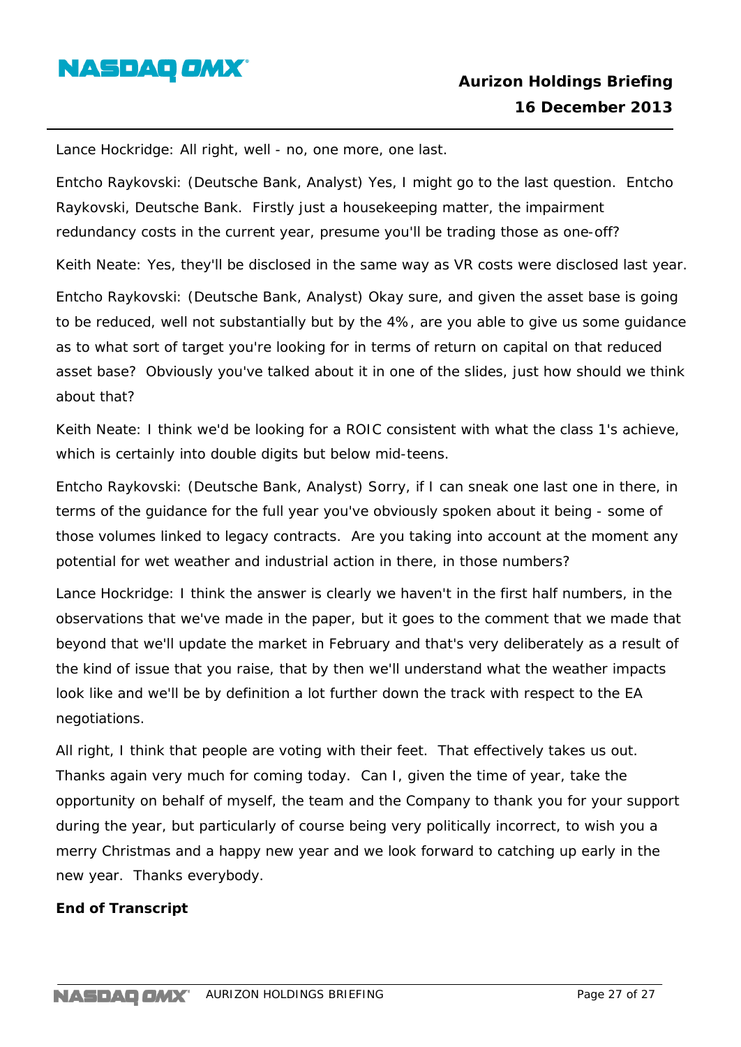Lance Hockridge: All right, well - no, one more, one last.

Entcho Raykovski: (Deutsche Bank, Analyst) Yes, I might go to the last question. Entcho Raykovski, Deutsche Bank. Firstly just a housekeeping matter, the impairment redundancy costs in the current year, presume you'll be trading those as one-off?

Keith Neate: Yes, they'll be disclosed in the same way as VR costs were disclosed last year.

Entcho Raykovski: (Deutsche Bank, Analyst) Okay sure, and given the asset base is going to be reduced, well not substantially but by the 4%, are you able to give us some guidance as to what sort of target you're looking for in terms of return on capital on that reduced asset base? Obviously you've talked about it in one of the slides, just how should we think about that?

Keith Neate: I think we'd be looking for a ROIC consistent with what the class 1's achieve, which is certainly into double digits but below mid-teens.

Entcho Raykovski: (Deutsche Bank, Analyst) Sorry, if I can sneak one last one in there, in terms of the guidance for the full year you've obviously spoken about it being - some of those volumes linked to legacy contracts. Are you taking into account at the moment any potential for wet weather and industrial action in there, in those numbers?

Lance Hockridge: I think the answer is clearly we haven't in the first half numbers, in the observations that we've made in the paper, but it goes to the comment that we made that beyond that we'll update the market in February and that's very deliberately as a result of the kind of issue that you raise, that by then we'll understand what the weather impacts look like and we'll be by definition a lot further down the track with respect to the EA negotiations.

All right, I think that people are voting with their feet. That effectively takes us out. Thanks again very much for coming today. Can I, given the time of year, take the opportunity on behalf of myself, the team and the Company to thank you for your support during the year, but particularly of course being very politically incorrect, to wish you a merry Christmas and a happy new year and we look forward to catching up early in the new year. Thanks everybody.

**End of Transcript**